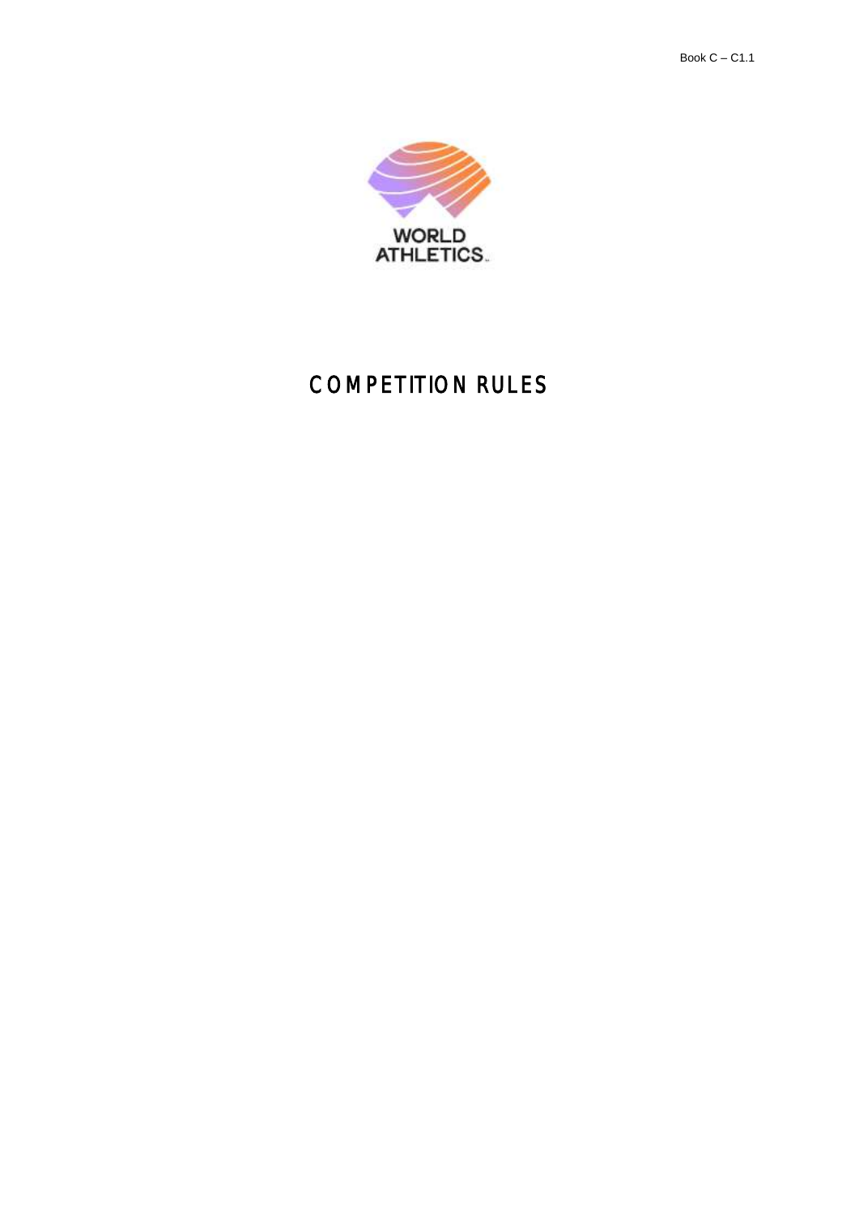# COMPETITION RULES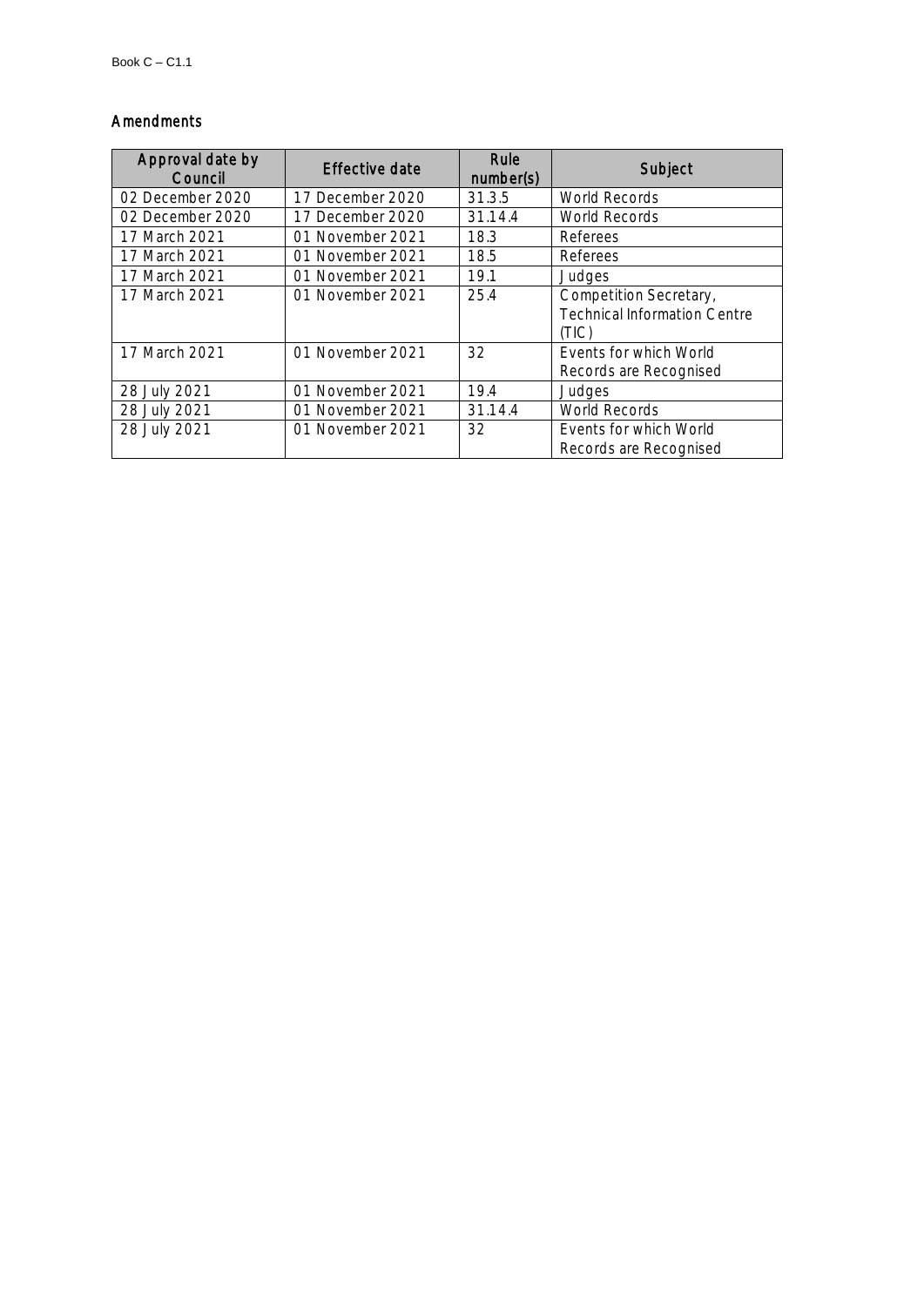## Amendments

| Approval date by Council | Effective date | Rule number(s) | Subject |
|---|---|---|---|
| 02 December 2020 | 17 December 2020 | 31.3.5 | World Records |
| 02 December 2020 | 17 December 2020 | 31.14.4 | World Records |
| 17 March 2021 | 01 November 2021 | 18.3 | Referees |
| 17 March 2021 | 01 November 2021 | 18.5 | Referees |
| 17 March 2021 | 01 November 2021 | 19.1 | Judges |
| 17 March 2021 | 01 November 2021 | 25.4 | Competition Secretary, Technical Information Centre (TIC) |
| 17 March 2021 | 01 November 2021 | 32 | Events for which World Records are Recognised |
| 28 July 2021 | 01 November 2021 | 19.4 | Judges |
| 28 July 2021 | 01 November 2021 | 31.14.4 | World Records |
| 28 July 2021 | 01 November 2021 | 32 | Events for which World Records are Recognised |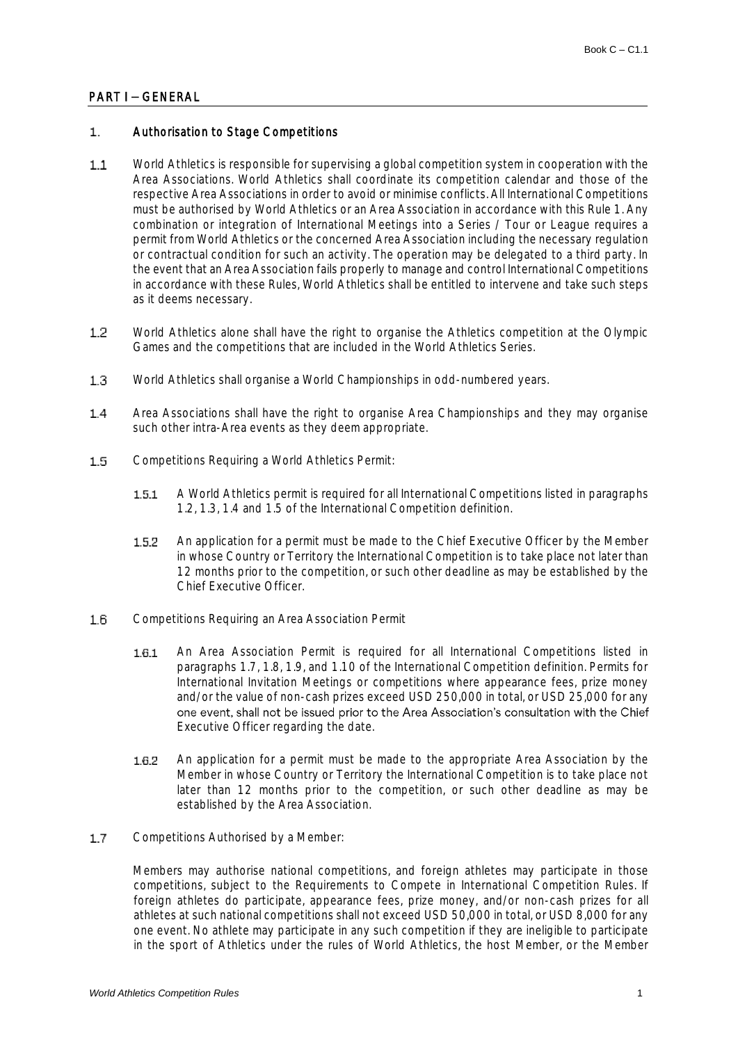## PART I – GENERAL

### 1. Authorisation to Stage Competitions

1.1 World Athletics is responsible for supervising a global competition system in cooperation with the Area Associations. World Athletics shall coordinate its competition calendar and those of the respective Area Associations in order to avoid or minimise conflicts. All International Competitions must be authorised by World Athletics or an Area Association in accordance with this Rule 1. Any combination or integration of International Meetings into a Series / Tour or League requires a permit from World Athletics or the concerned Area Association including the necessary regulation or contractual condition for such an activity. The operation may be delegated to a third party. In the event that an Area Association fails properly to manage and control International Competitions in accordance with these Rules, World Athletics shall be entitled to intervene and take such steps as it deems necessary.

1.2 World Athletics alone shall have the right to organise the Athletics competition at the Olympic Games and the competitions that are included in the World Athletics Series.

1.3 World Athletics shall organise a World Championships in odd-numbered years.

1.4 Area Associations shall have the right to organise Area Championships and they may organise such other intra-Area events as they deem appropriate.

1.5 Competitions Requiring a World Athletics Permit:

1.5.1 A World Athletics permit is required for all International Competitions listed in paragraphs 1.2, 1.3, 1.4 and 1.5 of the International Competition definition.

1.5.2 An application for a permit must be made to the Chief Executive Officer by the Member in whose Country or Territory the International Competition is to take place not later than 12 months prior to the competition, or such other deadline as may be established by the Chief Executive Officer.

1.6 Competitions Requiring an Area Association Permit

1.6.1 An Area Association Permit is required for all International Competitions listed in paragraphs 1.7, 1.8, 1.9, and 1.10 of the International Competition definition. Permits for International Invitation Meetings or competitions where appearance fees, prize money and/or the value of non-cash prizes exceed USD 250,000 in total, or USD 25,000 for any one event, shall not be issued prior to the Area Association's consultation with the Chief Executive Officer regarding the date.

1.6.2 An application for a permit must be made to the appropriate Area Association by the Member in whose Country or Territory the International Competition is to take place not later than 12 months prior to the competition, or such other deadline as may be established by the Area Association.

1.7 Competitions Authorised by a Member:

Members may authorise national competitions, and foreign athletes may participate in those competitions, subject to the Requirements to Compete in International Competition Rules. If foreign athletes do participate, appearance fees, prize money, and/or non-cash prizes for all athletes at such national competitions shall not exceed USD 50,000 in total, or USD 8,000 for any one event. No athlete may participate in any such competition if they are ineligible to participate in the sport of Athletics under the rules of World Athletics, the host Member, or the Member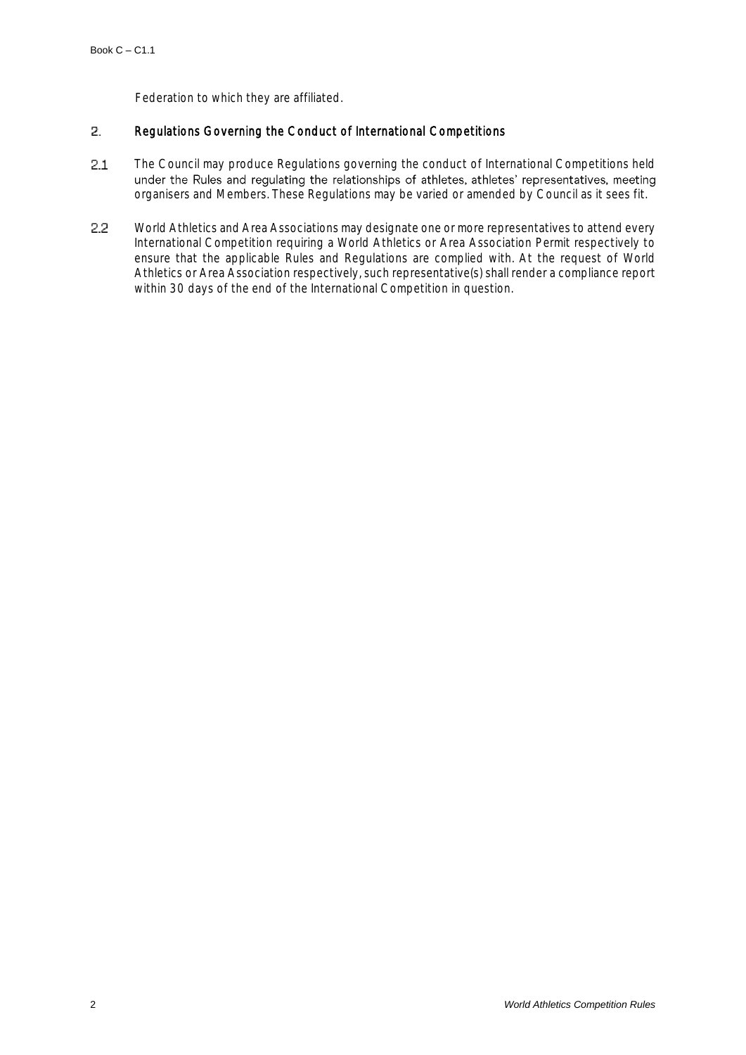Federation to which they are affiliated.

## 2. Regulations Governing the Conduct of International Competitions

2.1 The Council may produce Regulations governing the conduct of International Competitions held under the Rules and regulating the relationships of athletes, athletes' representatives, meeting organisers and Members. These Regulations may be varied or amended by Council as it sees fit.

2.2 World Athletics and Area Associations may designate one or more representatives to attend every International Competition requiring a World Athletics or Area Association Permit respectively to ensure that the applicable Rules and Regulations are complied with. At the request of World Athletics or Area Association respectively, such representative(s) shall render a compliance report within 30 days of the end of the International Competition in question.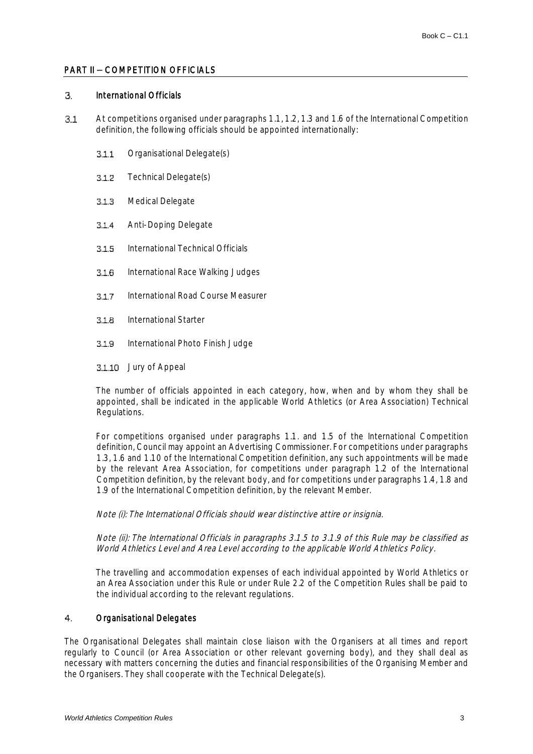## PART II – COMPETITION OFFICIALS

### 3. International Officials

3.1 At competitions organised under paragraphs 1.1, 1.2, 1.3 and 1.6 of the International Competition definition, the following officials should be appointed internationally:

- 3.1.1 Organisational Delegate(s)
- 3.1.2 Technical Delegate(s)
- 3.1.3 Medical Delegate
- 3.1.4 Anti-Doping Delegate
- 3.1.5 International Technical Officials
- 3.1.6 International Race Walking Judges
- 3.1.7 International Road Course Measurer
- 3.1.8 International Starter
- 3.1.9 International Photo Finish Judge
- 3.1.10 Jury of Appeal

The number of officials appointed in each category, how, when and by whom they shall be appointed, shall be indicated in the applicable World Athletics (or Area Association) Technical Regulations.

For competitions organised under paragraphs 1.1. and 1.5 of the International Competition definition, Council may appoint an Advertising Commissioner. For competitions under paragraphs 1.3, 1.6 and 1.10 of the International Competition definition, any such appointments will be made by the relevant Area Association, for competitions under paragraph 1.2 of the International Competition definition, by the relevant body, and for competitions under paragraphs 1.4, 1.8 and 1.9 of the International Competition definition, by the relevant Member.

*Note (i): The International Officials should wear distinctive attire or insignia.*

*Note (ii): The International Officials in paragraphs 3.1.5 to 3.1.9 of this Rule may be classified as World Athletics Level and Area Level according to the applicable World Athletics Policy.*

The travelling and accommodation expenses of each individual appointed by World Athletics or an Area Association under this Rule or under Rule 2.2 of the Competition Rules shall be paid to the individual according to the relevant regulations.

### 4. Organisational Delegates

The Organisational Delegates shall maintain close liaison with the Organisers at all times and report regularly to Council (or Area Association or other relevant governing body), and they shall deal as necessary with matters concerning the duties and financial responsibilities of the Organising Member and the Organisers. They shall cooperate with the Technical Delegate(s).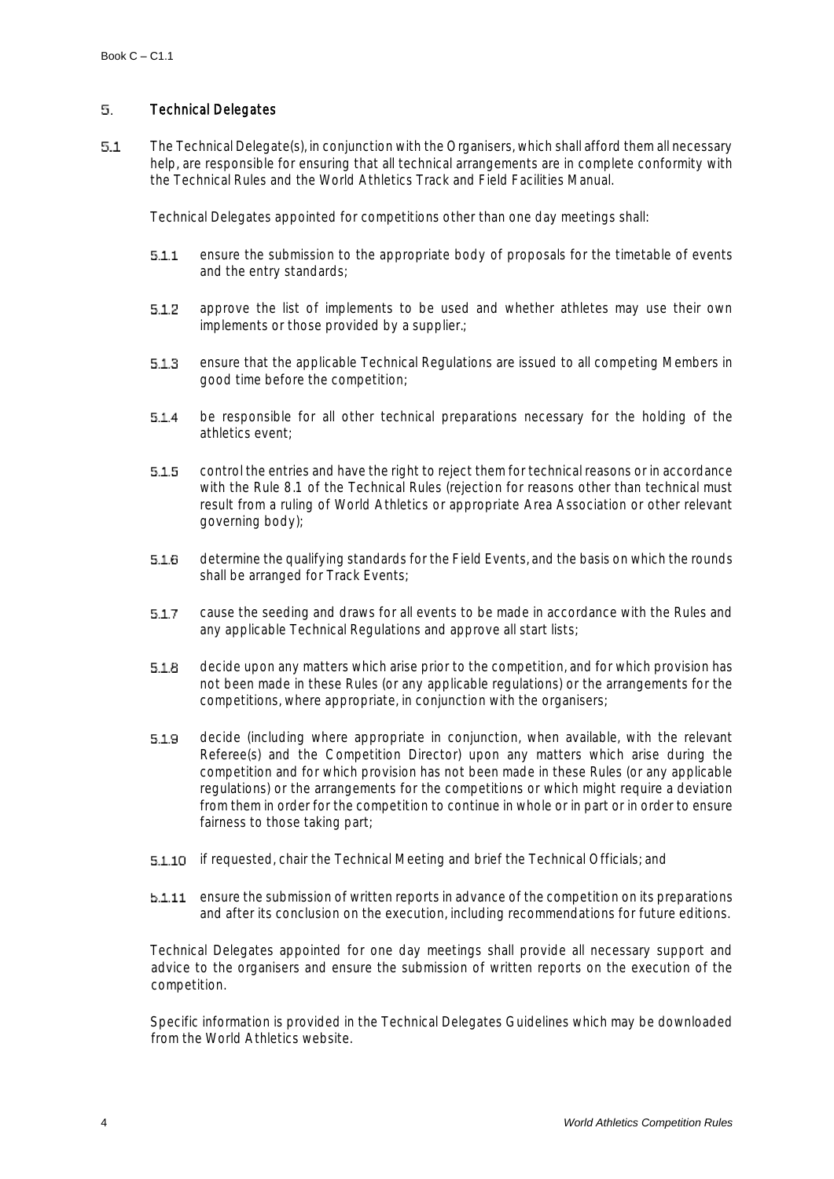## 5. Technical Delegates

5.1 The Technical Delegate(s), in conjunction with the Organisers, which shall afford them all necessary help, are responsible for ensuring that all technical arrangements are in complete conformity with the Technical Rules and the World Athletics Track and Field Facilities Manual.

Technical Delegates appointed for competitions other than one day meetings shall:

5.1.1 ensure the submission to the appropriate body of proposals for the timetable of events and the entry standards;

5.1.2 approve the list of implements to be used and whether athletes may use their own implements or those provided by a supplier.;

5.1.3 ensure that the applicable Technical Regulations are issued to all competing Members in good time before the competition;

5.1.4 be responsible for all other technical preparations necessary for the holding of the athletics event;

5.1.5 control the entries and have the right to reject them for technical reasons or in accordance with the Rule 8.1 of the Technical Rules (rejection for reasons other than technical must result from a ruling of World Athletics or appropriate Area Association or other relevant governing body);

5.1.6 determine the qualifying standards for the Field Events, and the basis on which the rounds shall be arranged for Track Events;

5.1.7 cause the seeding and draws for all events to be made in accordance with the Rules and any applicable Technical Regulations and approve all start lists;

5.1.8 decide upon any matters which arise prior to the competition, and for which provision has not been made in these Rules (or any applicable regulations) or the arrangements for the competitions, where appropriate, in conjunction with the organisers;

5.1.9 decide (including where appropriate in conjunction, when available, with the relevant Referee(s) and the Competition Director) upon any matters which arise during the competition and for which provision has not been made in these Rules (or any applicable regulations) or the arrangements for the competitions or which might require a deviation from them in order for the competition to continue in whole or in part or in order to ensure fairness to those taking part;

5.1.10 if requested, chair the Technical Meeting and brief the Technical Officials; and

5.1.11 ensure the submission of written reports in advance of the competition on its preparations and after its conclusion on the execution, including recommendations for future editions.

Technical Delegates appointed for one day meetings shall provide all necessary support and advice to the organisers and ensure the submission of written reports on the execution of the competition.

Specific information is provided in the Technical Delegates Guidelines which may be downloaded from the World Athletics website.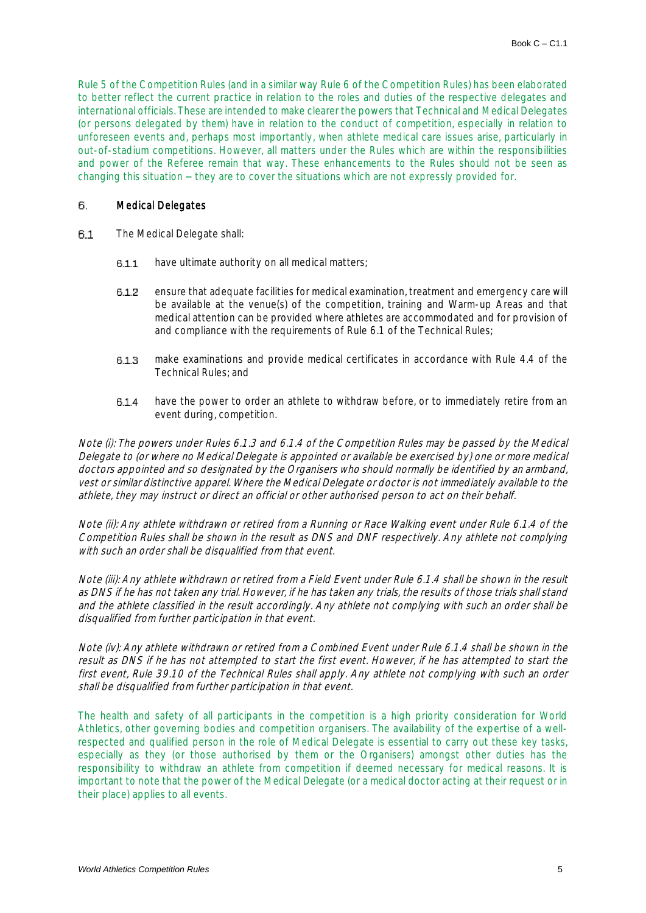Rule 5 of the Competition Rules (and in a similar way Rule 6 of the Competition Rules) has been elaborated to better reflect the current practice in relation to the roles and duties of the respective delegates and international officials. These are intended to make clearer the powers that Technical and Medical Delegates (or persons delegated by them) have in relation to the conduct of competition, especially in relation to unforeseen events and, perhaps most importantly, when athlete medical care issues arise, particularly in out-of-stadium competitions. However, all matters under the Rules which are within the responsibilities and power of the Referee remain that way. These enhancements to the Rules should not be seen as changing this situation – they are to cover the situations which are not expressly provided for.

## 6. Medical Delegates

6.1 The Medical Delegate shall:

6.1.1 have ultimate authority on all medical matters;

6.1.2 ensure that adequate facilities for medical examination, treatment and emergency care will be available at the venue(s) of the competition, training and Warm-up Areas and that medical attention can be provided where athletes are accommodated and for provision of and compliance with the requirements of Rule 6.1 of the Technical Rules;

6.1.3 make examinations and provide medical certificates in accordance with Rule 4.4 of the Technical Rules; and

6.1.4 have the power to order an athlete to withdraw before, or to immediately retire from an event during, competition.

*Note (i): The powers under Rules 6.1.3 and 6.1.4 of the Competition Rules may be passed by the Medical Delegate to (or where no Medical Delegate is appointed or available be exercised by) one or more medical doctors appointed and so designated by the Organisers who should normally be identified by an armband, vest or similar distinctive apparel. Where the Medical Delegate or doctor is not immediately available to the athlete, they may instruct or direct an official or other authorised person to act on their behalf.*

*Note (ii): Any athlete withdrawn or retired from a Running or Race Walking event under Rule 6.1.4 of the Competition Rules shall be shown in the result as DNS and DNF respectively. Any athlete not complying with such an order shall be disqualified from that event.*

*Note (iii): Any athlete withdrawn or retired from a Field Event under Rule 6.1.4 shall be shown in the result as DNS if he has not taken any trial. However, if he has taken any trials, the results of those trials shall stand and the athlete classified in the result accordingly. Any athlete not complying with such an order shall be disqualified from further participation in that event.*

*Note (iv): Any athlete withdrawn or retired from a Combined Event under Rule 6.1.4 shall be shown in the result as DNS if he has not attempted to start the first event. However, if he has attempted to start the first event, Rule 39.10 of the Technical Rules shall apply. Any athlete not complying with such an order shall be disqualified from further participation in that event.*

The health and safety of all participants in the competition is a high priority consideration for World Athletics, other governing bodies and competition organisers. The availability of the expertise of a well-respected and qualified person in the role of Medical Delegate is essential to carry out these key tasks, especially as they (or those authorised by them or the Organisers) amongst other duties has the responsibility to withdraw an athlete from competition if deemed necessary for medical reasons. It is important to note that the power of the Medical Delegate (or a medical doctor acting at their request or in their place) applies to all events.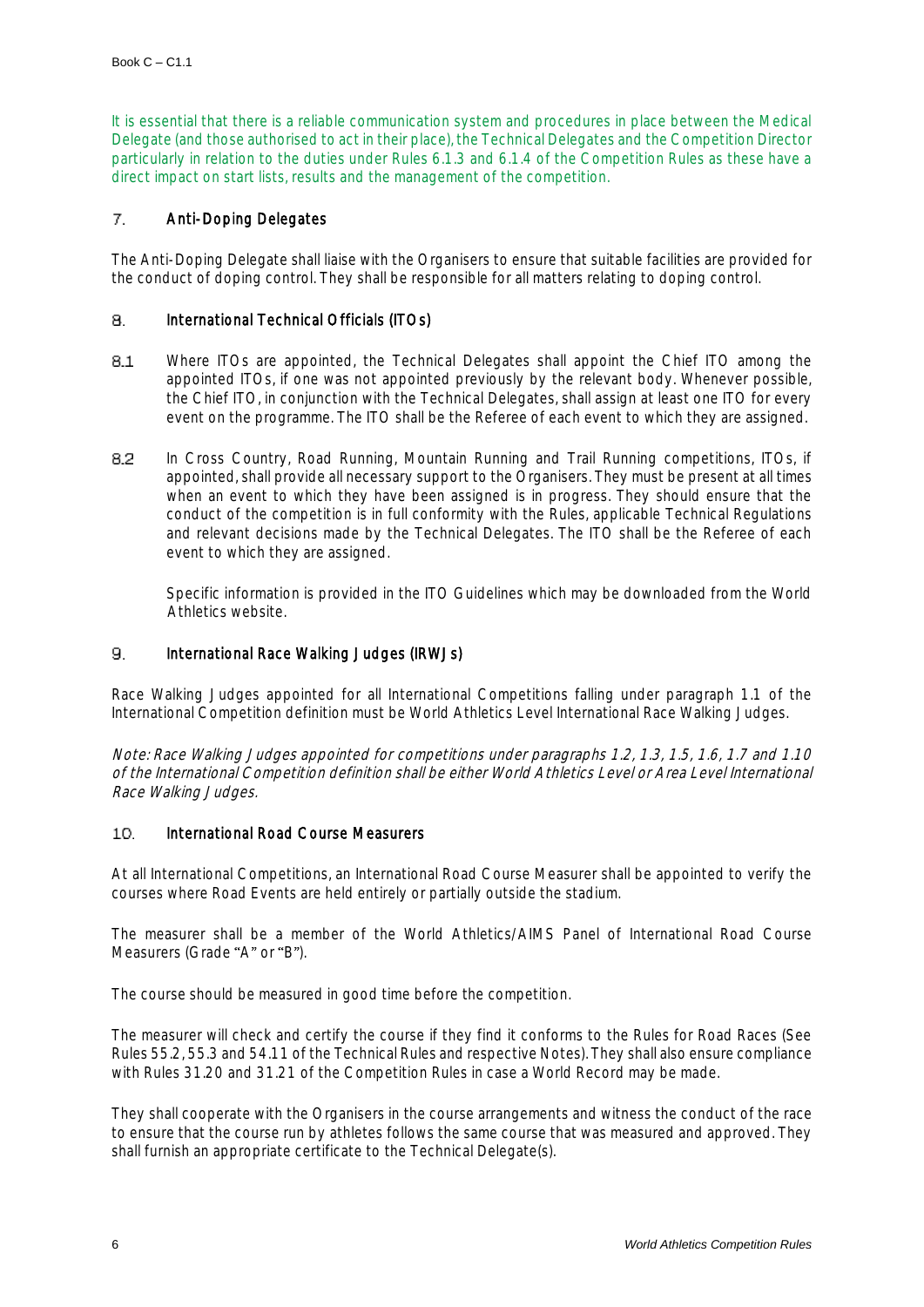It is essential that there is a reliable communication system and procedures in place between the Medical Delegate (and those authorised to act in their place), the Technical Delegates and the Competition Director particularly in relation to the duties under Rules 6.1.3 and 6.1.4 of the Competition Rules as these have a direct impact on start lists, results and the management of the competition.

## 7. Anti-Doping Delegates

The Anti-Doping Delegate shall liaise with the Organisers to ensure that suitable facilities are provided for the conduct of doping control. They shall be responsible for all matters relating to doping control.

## 8. International Technical Officials (ITOs)

8.1 Where ITOs are appointed, the Technical Delegates shall appoint the Chief ITO among the appointed ITOs, if one was not appointed previously by the relevant body. Whenever possible, the Chief ITO, in conjunction with the Technical Delegates, shall assign at least one ITO for every event on the programme. The ITO shall be the Referee of each event to which they are assigned.

8.2 In Cross Country, Road Running, Mountain Running and Trail Running competitions, ITOs, if appointed, shall provide all necessary support to the Organisers. They must be present at all times when an event to which they have been assigned is in progress. They should ensure that the conduct of the competition is in full conformity with the Rules, applicable Technical Regulations and relevant decisions made by the Technical Delegates. The ITO shall be the Referee of each event to which they are assigned.

Specific information is provided in the ITO Guidelines which may be downloaded from the World Athletics website.

## 9. International Race Walking Judges (IRWJs)

Race Walking Judges appointed for all International Competitions falling under paragraph 1.1 of the International Competition definition must be World Athletics Level International Race Walking Judges.

*Note: Race Walking Judges appointed for competitions under paragraphs 1.2, 1.3, 1.5, 1.6, 1.7 and 1.10 of the International Competition definition shall be either World Athletics Level or Area Level International Race Walking Judges.*

## 10. International Road Course Measurers

At all International Competitions, an International Road Course Measurer shall be appointed to verify the courses where Road Events are held entirely or partially outside the stadium.

The measurer shall be a member of the World Athletics/AIMS Panel of International Road Course Measurers (Grade "A" or "B").

The course should be measured in good time before the competition.

The measurer will check and certify the course if they find it conforms to the Rules for Road Races (See Rules 55.2, 55.3 and 54.11 of the Technical Rules and respective Notes). They shall also ensure compliance with Rules 31.20 and 31.21 of the Competition Rules in case a World Record may be made.

They shall cooperate with the Organisers in the course arrangements and witness the conduct of the race to ensure that the course run by athletes follows the same course that was measured and approved. They shall furnish an appropriate certificate to the Technical Delegate(s).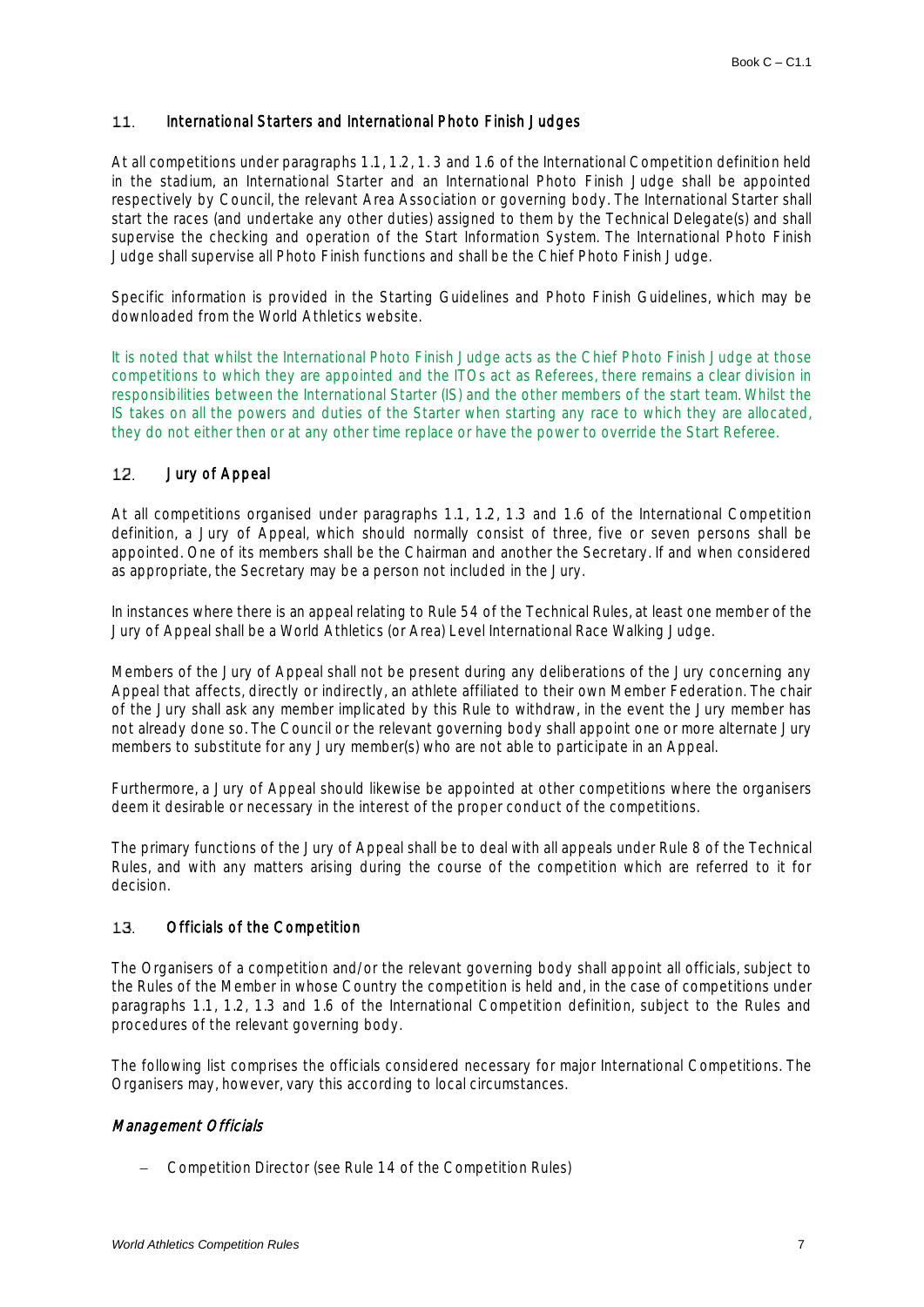## 11. International Starters and International Photo Finish Judges

At all competitions under paragraphs 1.1, 1.2, 1. 3 and 1.6 of the International Competition definition held in the stadium, an International Starter and an International Photo Finish Judge shall be appointed respectively by Council, the relevant Area Association or governing body. The International Starter shall start the races (and undertake any other duties) assigned to them by the Technical Delegate(s) and shall supervise the checking and operation of the Start Information System. The International Photo Finish Judge shall supervise all Photo Finish functions and shall be the Chief Photo Finish Judge.

Specific information is provided in the Starting Guidelines and Photo Finish Guidelines, which may be downloaded from the World Athletics website.

It is noted that whilst the International Photo Finish Judge acts as the Chief Photo Finish Judge at those competitions to which they are appointed and the ITOs act as Referees, there remains a clear division in responsibilities between the International Starter (IS) and the other members of the start team. Whilst the IS takes on all the powers and duties of the Starter when starting any race to which they are allocated, they do not either then or at any other time replace or have the power to override the Start Referee.

## 12. Jury of Appeal

At all competitions organised under paragraphs 1.1, 1.2, 1.3 and 1.6 of the International Competition definition, a Jury of Appeal, which should normally consist of three, five or seven persons shall be appointed. One of its members shall be the Chairman and another the Secretary. If and when considered as appropriate, the Secretary may be a person not included in the Jury.

In instances where there is an appeal relating to Rule 54 of the Technical Rules, at least one member of the Jury of Appeal shall be a World Athletics (or Area) Level International Race Walking Judge.

Members of the Jury of Appeal shall not be present during any deliberations of the Jury concerning any Appeal that affects, directly or indirectly, an athlete affiliated to their own Member Federation. The chair of the Jury shall ask any member implicated by this Rule to withdraw, in the event the Jury member has not already done so. The Council or the relevant governing body shall appoint one or more alternate Jury members to substitute for any Jury member(s) who are not able to participate in an Appeal.

Furthermore, a Jury of Appeal should likewise be appointed at other competitions where the organisers deem it desirable or necessary in the interest of the proper conduct of the competitions.

The primary functions of the Jury of Appeal shall be to deal with all appeals under Rule 8 of the Technical Rules, and with any matters arising during the course of the competition which are referred to it for decision.

## 13. Officials of the Competition

The Organisers of a competition and/or the relevant governing body shall appoint all officials, subject to the Rules of the Member in whose Country the competition is held and, in the case of competitions under paragraphs 1.1, 1.2, 1.3 and 1.6 of the International Competition definition, subject to the Rules and procedures of the relevant governing body.

The following list comprises the officials considered necessary for major International Competitions. The Organisers may, however, vary this according to local circumstances.

### *Management Officials*

- Competition Director (see Rule 14 of the Competition Rules)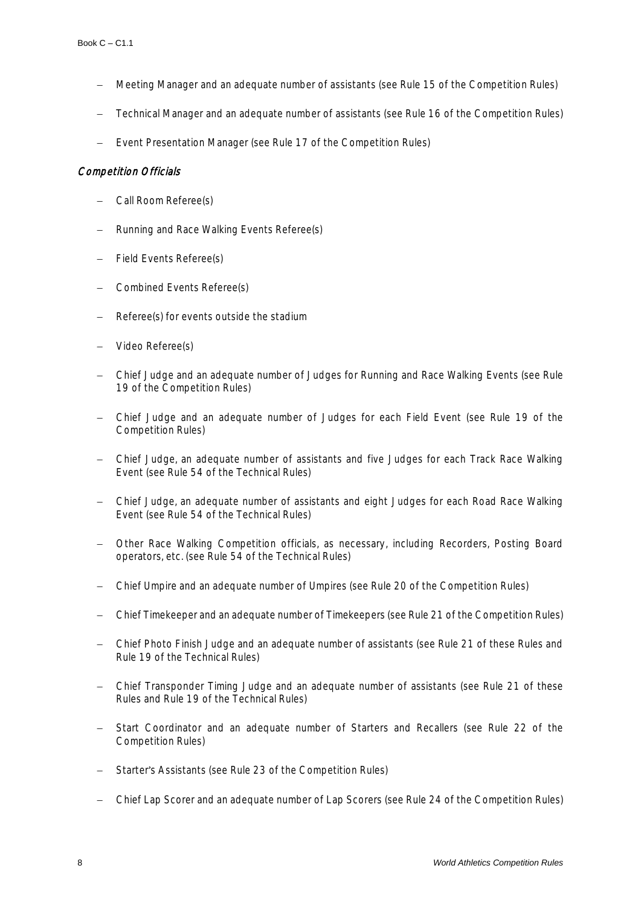- Meeting Manager and an adequate number of assistants (see Rule 15 of the Competition Rules)
- Technical Manager and an adequate number of assistants (see Rule 16 of the Competition Rules)
- Event Presentation Manager (see Rule 17 of the Competition Rules)

### *Competition Officials*

- Call Room Referee(s)
- Running and Race Walking Events Referee(s)
- Field Events Referee(s)
- Combined Events Referee(s)
- Referee(s) for events outside the stadium
- Video Referee(s)
- Chief Judge and an adequate number of Judges for Running and Race Walking Events (see Rule 19 of the Competition Rules)
- Chief Judge and an adequate number of Judges for each Field Event (see Rule 19 of the Competition Rules)
- Chief Judge, an adequate number of assistants and five Judges for each Track Race Walking Event (see Rule 54 of the Technical Rules)
- Chief Judge, an adequate number of assistants and eight Judges for each Road Race Walking Event (see Rule 54 of the Technical Rules)
- Other Race Walking Competition officials, as necessary, including Recorders, Posting Board operators, etc. (see Rule 54 of the Technical Rules)
- Chief Umpire and an adequate number of Umpires (see Rule 20 of the Competition Rules)
- Chief Timekeeper and an adequate number of Timekeepers (see Rule 21 of the Competition Rules)
- Chief Photo Finish Judge and an adequate number of assistants (see Rule 21 of these Rules and Rule 19 of the Technical Rules)
- Chief Transponder Timing Judge and an adequate number of assistants (see Rule 21 of these Rules and Rule 19 of the Technical Rules)
- Start Coordinator and an adequate number of Starters and Recallers (see Rule 22 of the Competition Rules)
- Starter's Assistants (see Rule 23 of the Competition Rules)
- Chief Lap Scorer and an adequate number of Lap Scorers (see Rule 24 of the Competition Rules)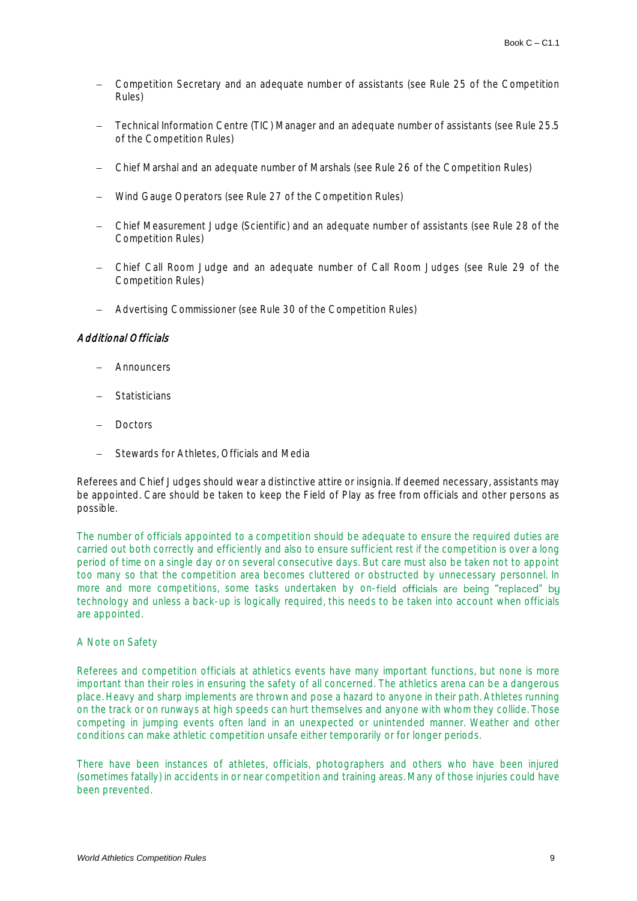- Competition Secretary and an adequate number of assistants (see Rule 25 of the Competition Rules)

- Technical Information Centre (TIC) Manager and an adequate number of assistants (see Rule 25.5 of the Competition Rules)

- Chief Marshal and an adequate number of Marshals (see Rule 26 of the Competition Rules)

- Wind Gauge Operators (see Rule 27 of the Competition Rules)

- Chief Measurement Judge (Scientific) and an adequate number of assistants (see Rule 28 of the Competition Rules)

- Chief Call Room Judge and an adequate number of Call Room Judges (see Rule 29 of the Competition Rules)

- Advertising Commissioner (see Rule 30 of the Competition Rules)

### *Additional Officials*

- Announcers

- Statisticians

- Doctors

- Stewards for Athletes, Officials and Media

Referees and Chief Judges should wear a distinctive attire or insignia. If deemed necessary, assistants may be appointed. Care should be taken to keep the Field of Play as free from officials and other persons as possible.

The number of officials appointed to a competition should be adequate to ensure the required duties are carried out both correctly and efficiently and also to ensure sufficient rest if the competition is over a long period of time on a single day or on several consecutive days. But care must also be taken not to appoint too many so that the competition area becomes cluttered or obstructed by unnecessary personnel. In more and more competitions, some tasks undertaken by on-field officials are being "replaced" by technology and unless a back-up is logically required, this needs to be taken into account when officials are appointed.

A Note on Safety

Referees and competition officials at athletics events have many important functions, but none is more important than their roles in ensuring the safety of all concerned. The athletics arena can be a dangerous place. Heavy and sharp implements are thrown and pose a hazard to anyone in their path. Athletes running on the track or on runways at high speeds can hurt themselves and anyone with whom they collide. Those competing in jumping events often land in an unexpected or unintended manner. Weather and other conditions can make athletic competition unsafe either temporarily or for longer periods.

There have been instances of athletes, officials, photographers and others who have been injured (sometimes fatally) in accidents in or near competition and training areas. Many of those injuries could have been prevented.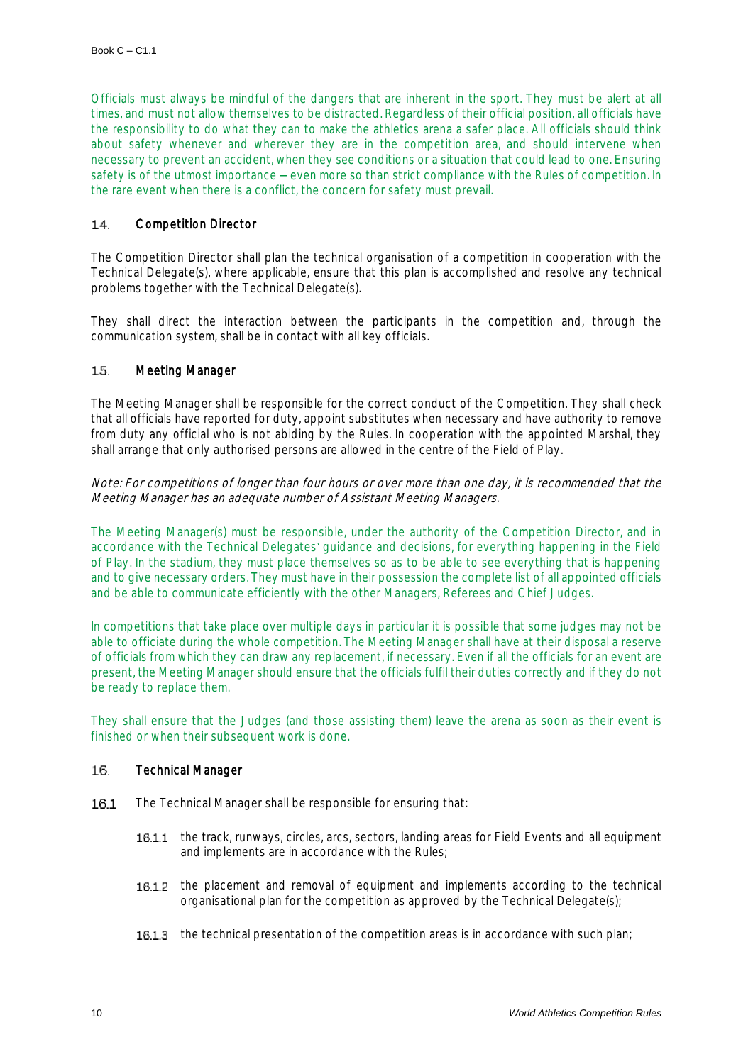Officials must always be mindful of the dangers that are inherent in the sport. They must be alert at all times, and must not allow themselves to be distracted. Regardless of their official position, all officials have the responsibility to do what they can to make the athletics arena a safer place. All officials should think about safety whenever and wherever they are in the competition area, and should intervene when necessary to prevent an accident, when they see conditions or a situation that could lead to one. Ensuring safety is of the utmost importance – even more so than strict compliance with the Rules of competition. In the rare event when there is a conflict, the concern for safety must prevail.

## 14. Competition Director

The Competition Director shall plan the technical organisation of a competition in cooperation with the Technical Delegate(s), where applicable, ensure that this plan is accomplished and resolve any technical problems together with the Technical Delegate(s).

They shall direct the interaction between the participants in the competition and, through the communication system, shall be in contact with all key officials.

## 15. Meeting Manager

The Meeting Manager shall be responsible for the correct conduct of the Competition. They shall check that all officials have reported for duty, appoint substitutes when necessary and have authority to remove from duty any official who is not abiding by the Rules. In cooperation with the appointed Marshal, they shall arrange that only authorised persons are allowed in the centre of the Field of Play.

*Note: For competitions of longer than four hours or over more than one day, it is recommended that the Meeting Manager has an adequate number of Assistant Meeting Managers.*

The Meeting Manager(s) must be responsible, under the authority of the Competition Director, and in accordance with the Technical Delegates' guidance and decisions, for everything happening in the Field of Play. In the stadium, they must place themselves so as to be able to see everything that is happening and to give necessary orders. They must have in their possession the complete list of all appointed officials and be able to communicate efficiently with the other Managers, Referees and Chief Judges.

In competitions that take place over multiple days in particular it is possible that some judges may not be able to officiate during the whole competition. The Meeting Manager shall have at their disposal a reserve of officials from which they can draw any replacement, if necessary. Even if all the officials for an event are present, the Meeting Manager should ensure that the officials fulfil their duties correctly and if they do not be ready to replace them.

They shall ensure that the Judges (and those assisting them) leave the arena as soon as their event is finished or when their subsequent work is done.

## 16. Technical Manager

16.1 The Technical Manager shall be responsible for ensuring that:

- 16.1.1 the track, runways, circles, arcs, sectors, landing areas for Field Events and all equipment and implements are in accordance with the Rules;
- 16.1.2 the placement and removal of equipment and implements according to the technical organisational plan for the competition as approved by the Technical Delegate(s);
- 16.1.3 the technical presentation of the competition areas is in accordance with such plan;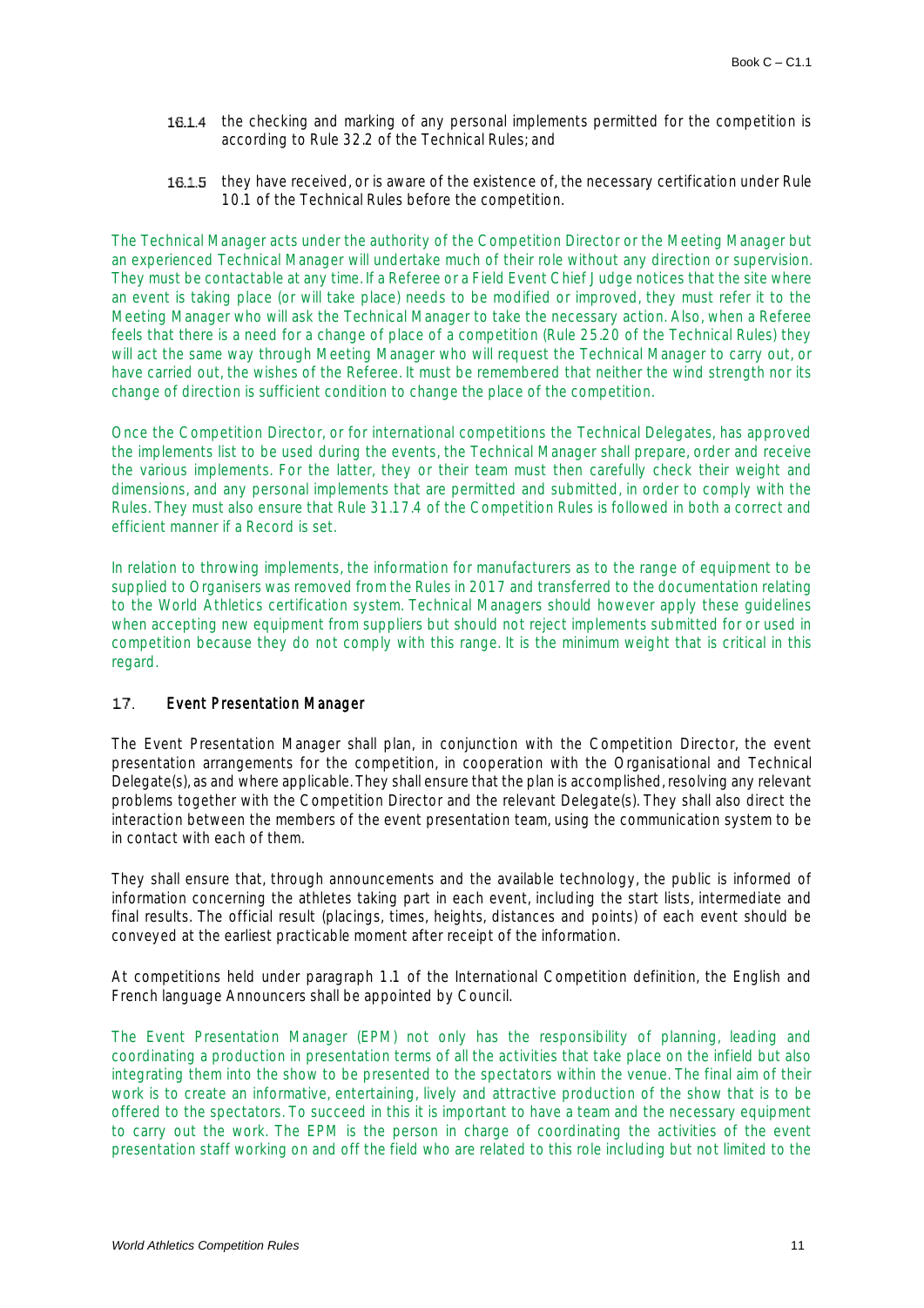16.1.4 the checking and marking of any personal implements permitted for the competition is according to Rule 32.2 of the Technical Rules; and

16.1.5 they have received, or is aware of the existence of, the necessary certification under Rule 10.1 of the Technical Rules before the competition.

The Technical Manager acts under the authority of the Competition Director or the Meeting Manager but an experienced Technical Manager will undertake much of their role without any direction or supervision. They must be contactable at any time. If a Referee or a Field Event Chief Judge notices that the site where an event is taking place (or will take place) needs to be modified or improved, they must refer it to the Meeting Manager who will ask the Technical Manager to take the necessary action. Also, when a Referee feels that there is a need for a change of place of a competition (Rule 25.20 of the Technical Rules) they will act the same way through Meeting Manager who will request the Technical Manager to carry out, or have carried out, the wishes of the Referee. It must be remembered that neither the wind strength nor its change of direction is sufficient condition to change the place of the competition.

Once the Competition Director, or for international competitions the Technical Delegates, has approved the implements list to be used during the events, the Technical Manager shall prepare, order and receive the various implements. For the latter, they or their team must then carefully check their weight and dimensions, and any personal implements that are permitted and submitted, in order to comply with the Rules. They must also ensure that Rule 31.17.4 of the Competition Rules is followed in both a correct and efficient manner if a Record is set.

In relation to throwing implements, the information for manufacturers as to the range of equipment to be supplied to Organisers was removed from the Rules in 2017 and transferred to the documentation relating to the World Athletics certification system. Technical Managers should however apply these guidelines when accepting new equipment from suppliers but should not reject implements submitted for or used in competition because they do not comply with this range. It is the minimum weight that is critical in this regard.

## 17. Event Presentation Manager

The Event Presentation Manager shall plan, in conjunction with the Competition Director, the event presentation arrangements for the competition, in cooperation with the Organisational and Technical Delegate(s), as and where applicable. They shall ensure that the plan is accomplished, resolving any relevant problems together with the Competition Director and the relevant Delegate(s). They shall also direct the interaction between the members of the event presentation team, using the communication system to be in contact with each of them.

They shall ensure that, through announcements and the available technology, the public is informed of information concerning the athletes taking part in each event, including the start lists, intermediate and final results. The official result (placings, times, heights, distances and points) of each event should be conveyed at the earliest practicable moment after receipt of the information.

At competitions held under paragraph 1.1 of the International Competition definition, the English and French language Announcers shall be appointed by Council.

The Event Presentation Manager (EPM) not only has the responsibility of planning, leading and coordinating a production in presentation terms of all the activities that take place on the infield but also integrating them into the show to be presented to the spectators within the venue. The final aim of their work is to create an informative, entertaining, lively and attractive production of the show that is to be offered to the spectators. To succeed in this it is important to have a team and the necessary equipment to carry out the work. The EPM is the person in charge of coordinating the activities of the event presentation staff working on and off the field who are related to this role including but not limited to the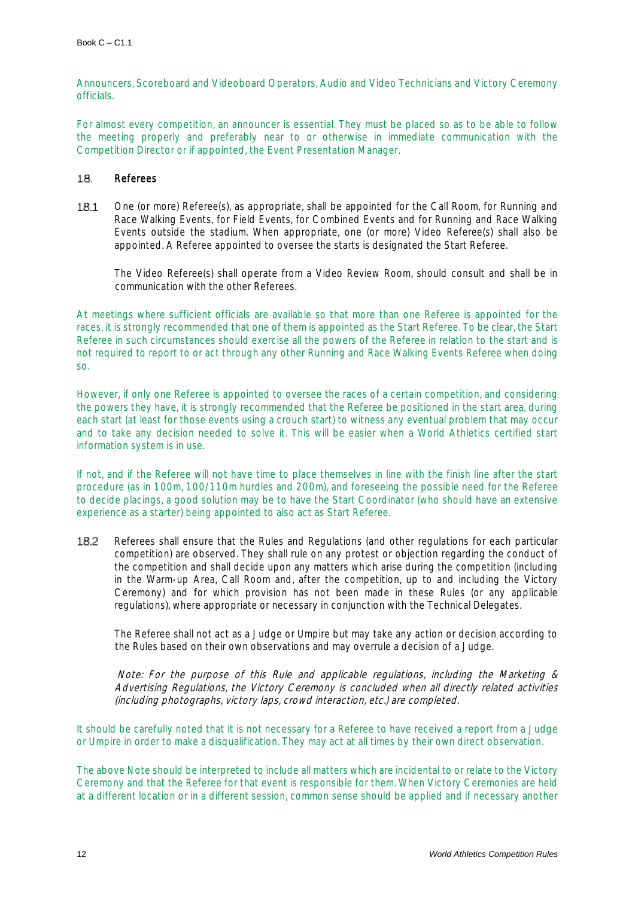Announcers, Scoreboard and Videoboard Operators, Audio and Video Technicians and Victory Ceremony officials.

For almost every competition, an announcer is essential. They must be placed so as to be able to follow the meeting properly and preferably near to or otherwise in immediate communication with the Competition Director or if appointed, the Event Presentation Manager.

### 18. Referees

**18.1** One (or more) Referee(s), as appropriate, shall be appointed for the Call Room, for Running and Race Walking Events, for Field Events, for Combined Events and for Running and Race Walking Events outside the stadium. When appropriate, one (or more) Video Referee(s) shall also be appointed. A Referee appointed to oversee the starts is designated the Start Referee.

The Video Referee(s) shall operate from a Video Review Room, should consult and shall be in communication with the other Referees.

At meetings where sufficient officials are available so that more than one Referee is appointed for the races, it is strongly recommended that one of them is appointed as the Start Referee. To be clear, the Start Referee in such circumstances should exercise all the powers of the Referee in relation to the start and is not required to report to or act through any other Running and Race Walking Events Referee when doing so.

However, if only one Referee is appointed to oversee the races of a certain competition, and considering the powers they have, it is strongly recommended that the Referee be positioned in the start area, during each start (at least for those events using a crouch start) to witness any eventual problem that may occur and to take any decision needed to solve it. This will be easier when a World Athletics certified start information system is in use.

If not, and if the Referee will not have time to place themselves in line with the finish line after the start procedure (as in 100m, 100/110m hurdles and 200m), and foreseeing the possible need for the Referee to decide placings, a good solution may be to have the Start Coordinator (who should have an extensive experience as a starter) being appointed to also act as Start Referee.

**18.2** Referees shall ensure that the Rules and Regulations (and other regulations for each particular competition) are observed. They shall rule on any protest or objection regarding the conduct of the competition and shall decide upon any matters which arise during the competition (including in the Warm-up Area, Call Room and, after the competition, up to and including the Victory Ceremony) and for which provision has not been made in these Rules (or any applicable regulations), where appropriate or necessary in conjunction with the Technical Delegates.

The Referee shall not act as a Judge or Umpire but may take any action or decision according to the Rules based on their own observations and may overrule a decision of a Judge.

*Note: For the purpose of this Rule and applicable regulations, including the Marketing & Advertising Regulations, the Victory Ceremony is concluded when all directly related activities (including photographs, victory laps, crowd interaction, etc.) are completed.*

It should be carefully noted that it is not necessary for a Referee to have received a report from a Judge or Umpire in order to make a disqualification. They may act at all times by their own direct observation.

The above Note should be interpreted to include all matters which are incidental to or relate to the Victory Ceremony and that the Referee for that event is responsible for them. When Victory Ceremonies are held at a different location or in a different session, common sense should be applied and if necessary another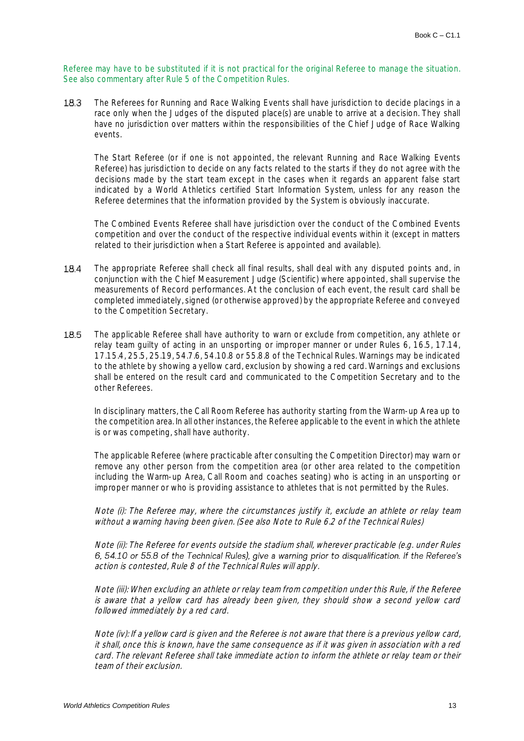Referee may have to be substituted if it is not practical for the original Referee to manage the situation. See also commentary after Rule 5 of the Competition Rules.

18.3 The Referees for Running and Race Walking Events shall have jurisdiction to decide placings in a race only when the Judges of the disputed place(s) are unable to arrive at a decision. They shall have no jurisdiction over matters within the responsibilities of the Chief Judge of Race Walking events.

The Start Referee (or if one is not appointed, the relevant Running and Race Walking Events Referee) has jurisdiction to decide on any facts related to the starts if they do not agree with the decisions made by the start team except in the cases when it regards an apparent false start indicated by a World Athletics certified Start Information System, unless for any reason the Referee determines that the information provided by the System is obviously inaccurate.

The Combined Events Referee shall have jurisdiction over the conduct of the Combined Events competition and over the conduct of the respective individual events within it (except in matters related to their jurisdiction when a Start Referee is appointed and available).

18.4 The appropriate Referee shall check all final results, shall deal with any disputed points and, in conjunction with the Chief Measurement Judge (Scientific) where appointed, shall supervise the measurements of Record performances. At the conclusion of each event, the result card shall be completed immediately, signed (or otherwise approved) by the appropriate Referee and conveyed to the Competition Secretary.

18.5 The applicable Referee shall have authority to warn or exclude from competition, any athlete or relay team guilty of acting in an unsporting or improper manner or under Rules 6, 16.5, 17.14, 17.15.4, 25.5, 25.19, 54.7.6, 54.10.8 or 55.8.8 of the Technical Rules. Warnings may be indicated to the athlete by showing a yellow card, exclusion by showing a red card. Warnings and exclusions shall be entered on the result card and communicated to the Competition Secretary and to the other Referees.

In disciplinary matters, the Call Room Referee has authority starting from the Warm-up Area up to the competition area. In all other instances, the Referee applicable to the event in which the athlete is or was competing, shall have authority.

The applicable Referee (where practicable after consulting the Competition Director) may warn or remove any other person from the competition area (or other area related to the competition including the Warm-up Area, Call Room and coaches seating) who is acting in an unsporting or improper manner or who is providing assistance to athletes that is not permitted by the Rules.

*Note (i): The Referee may, where the circumstances justify it, exclude an athlete or relay team without a warning having been given. (See also Note to Rule 6.2 of the Technical Rules)*

*Note (ii): The Referee for events outside the stadium shall, wherever practicable (e.g. under Rules 6, 54.10 or 55.8 of the Technical Rules), give a warning prior to disqualification. If the Referee's action is contested, Rule 8 of the Technical Rules will apply.*

*Note (iii): When excluding an athlete or relay team from competition under this Rule, if the Referee is aware that a yellow card has already been given, they should show a second yellow card followed immediately by a red card.*

*Note (iv): If a yellow card is given and the Referee is not aware that there is a previous yellow card, it shall, once this is known, have the same consequence as if it was given in association with a red card. The relevant Referee shall take immediate action to inform the athlete or relay team or their team of their exclusion.*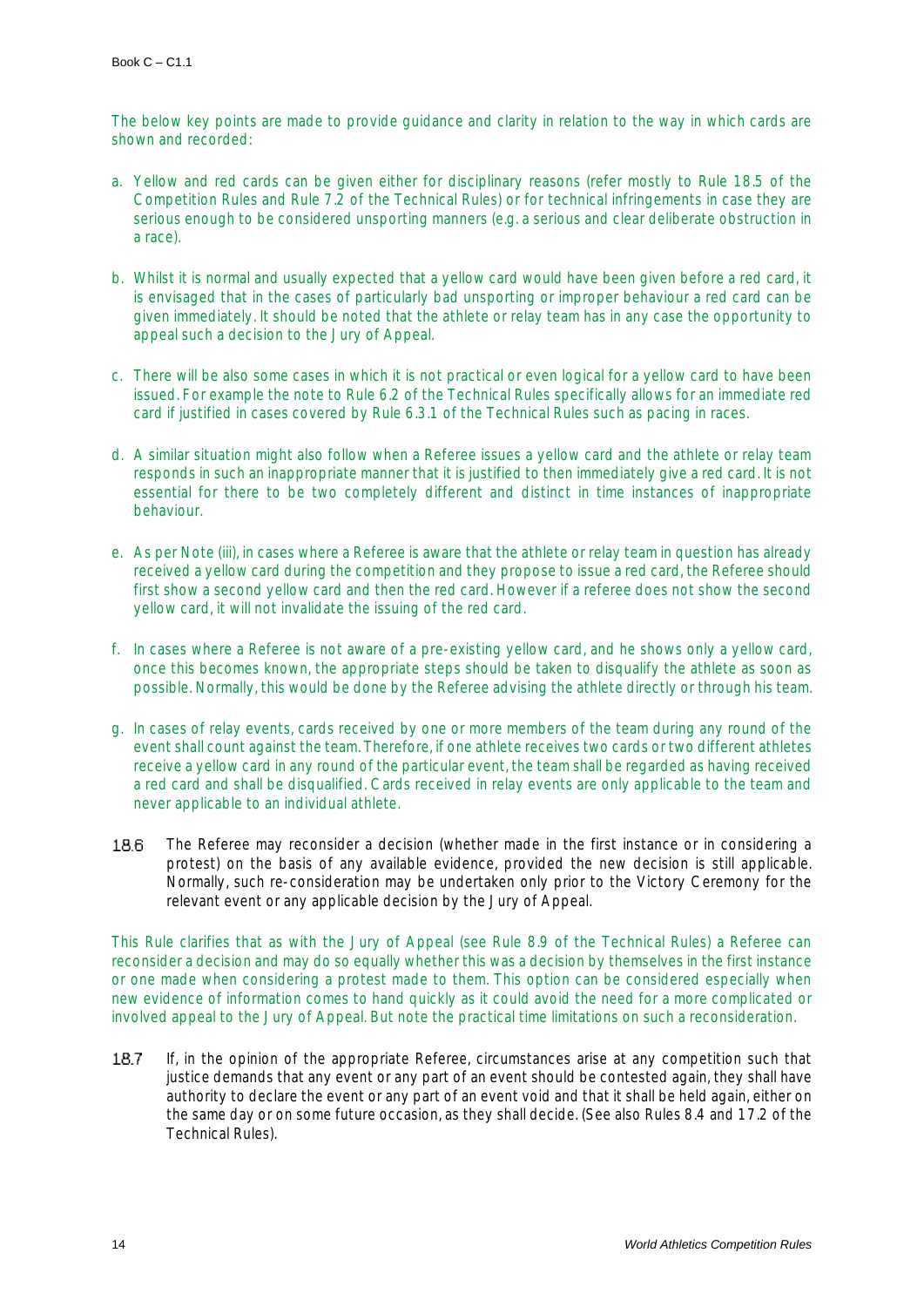The below key points are made to provide guidance and clarity in relation to the way in which cards are shown and recorded:

a. Yellow and red cards can be given either for disciplinary reasons (refer mostly to Rule 18.5 of the Competition Rules and Rule 7.2 of the Technical Rules) or for technical infringements in case they are serious enough to be considered unsporting manners (e.g. a serious and clear deliberate obstruction in a race).

b. Whilst it is normal and usually expected that a yellow card would have been given before a red card, it is envisaged that in the cases of particularly bad unsporting or improper behaviour a red card can be given immediately. It should be noted that the athlete or relay team has in any case the opportunity to appeal such a decision to the Jury of Appeal.

c. There will be also some cases in which it is not practical or even logical for a yellow card to have been issued. For example the note to Rule 6.2 of the Technical Rules specifically allows for an immediate red card if justified in cases covered by Rule 6.3.1 of the Technical Rules such as pacing in races.

d. A similar situation might also follow when a Referee issues a yellow card and the athlete or relay team responds in such an inappropriate manner that it is justified to then immediately give a red card. It is not essential for there to be two completely different and distinct in time instances of inappropriate behaviour.

e. As per Note (iii), in cases where a Referee is aware that the athlete or relay team in question has already received a yellow card during the competition and they propose to issue a red card, the Referee should first show a second yellow card and then the red card. However if a referee does not show the second yellow card, it will not invalidate the issuing of the red card.

f. In cases where a Referee is not aware of a pre-existing yellow card, and he shows only a yellow card, once this becomes known, the appropriate steps should be taken to disqualify the athlete as soon as possible. Normally, this would be done by the Referee advising the athlete directly or through his team.

g. In cases of relay events, cards received by one or more members of the team during any round of the event shall count against the team. Therefore, if one athlete receives two cards or two different athletes receive a yellow card in any round of the particular event, the team shall be regarded as having received a red card and shall be disqualified. Cards received in relay events are only applicable to the team and never applicable to an individual athlete.

**18.6** The Referee may reconsider a decision (whether made in the first instance or in considering a protest) on the basis of any available evidence, provided the new decision is still applicable. Normally, such re-consideration may be undertaken only prior to the Victory Ceremony for the relevant event or any applicable decision by the Jury of Appeal.

This Rule clarifies that as with the Jury of Appeal (see Rule 8.9 of the Technical Rules) a Referee can reconsider a decision and may do so equally whether this was a decision by themselves in the first instance or one made when considering a protest made to them. This option can be considered especially when new evidence of information comes to hand quickly as it could avoid the need for a more complicated or involved appeal to the Jury of Appeal. But note the practical time limitations on such a reconsideration.

**18.7** If, in the opinion of the appropriate Referee, circumstances arise at any competition such that justice demands that any event or any part of an event should be contested again, they shall have authority to declare the event or any part of an event void and that it shall be held again, either on the same day or on some future occasion, as they shall decide. (See also Rules 8.4 and 17.2 of the Technical Rules).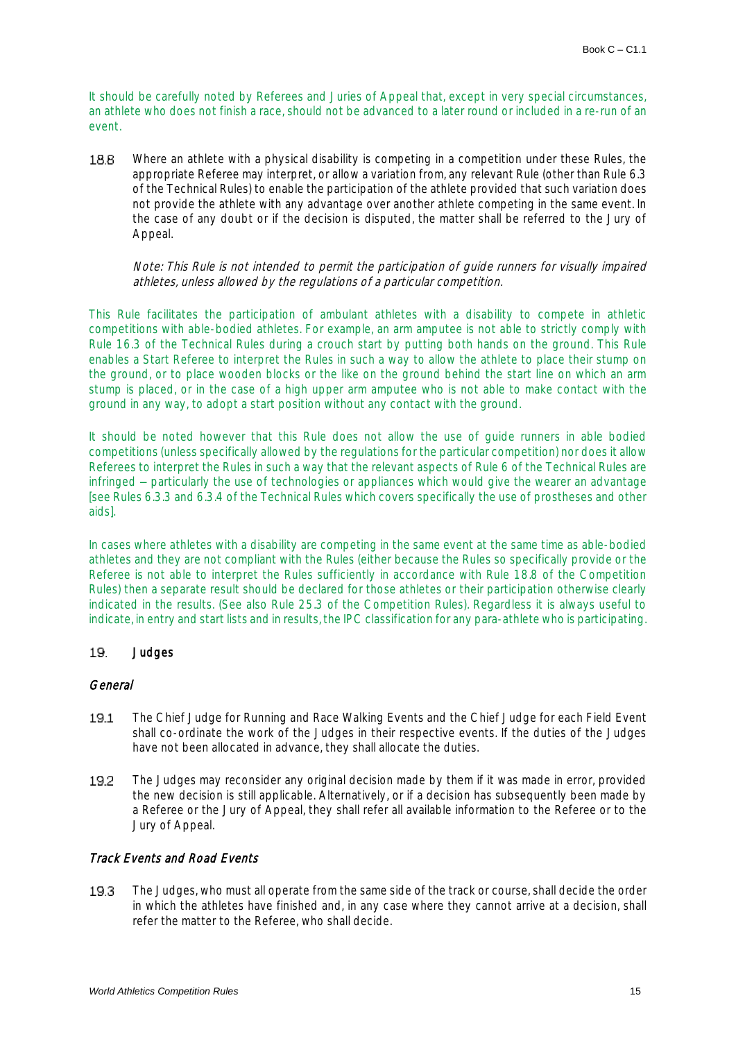It should be carefully noted by Referees and Juries of Appeal that, except in very special circumstances, an athlete who does not finish a race, should not be advanced to a later round or included in a re-run of an event.

18.8 Where an athlete with a physical disability is competing in a competition under these Rules, the appropriate Referee may interpret, or allow a variation from, any relevant Rule (other than Rule 6.3 of the Technical Rules) to enable the participation of the athlete provided that such variation does not provide the athlete with any advantage over another athlete competing in the same event. In the case of any doubt or if the decision is disputed, the matter shall be referred to the Jury of Appeal.

*Note: This Rule is not intended to permit the participation of guide runners for visually impaired athletes, unless allowed by the regulations of a particular competition.*

This Rule facilitates the participation of ambulant athletes with a disability to compete in athletic competitions with able-bodied athletes. For example, an arm amputee is not able to strictly comply with Rule 16.3 of the Technical Rules during a crouch start by putting both hands on the ground. This Rule enables a Start Referee to interpret the Rules in such a way to allow the athlete to place their stump on the ground, or to place wooden blocks or the like on the ground behind the start line on which an arm stump is placed, or in the case of a high upper arm amputee who is not able to make contact with the ground in any way, to adopt a start position without any contact with the ground.

It should be noted however that this Rule does not allow the use of guide runners in able bodied competitions (unless specifically allowed by the regulations for the particular competition) nor does it allow Referees to interpret the Rules in such a way that the relevant aspects of Rule 6 of the Technical Rules are infringed – particularly the use of technologies or appliances which would give the wearer an advantage [see Rules 6.3.3 and 6.3.4 of the Technical Rules which covers specifically the use of prostheses and other aids].

In cases where athletes with a disability are competing in the same event at the same time as able-bodied athletes and they are not compliant with the Rules (either because the Rules so specifically provide or the Referee is not able to interpret the Rules sufficiently in accordance with Rule 18.8 of the Competition Rules) then a separate result should be declared for those athletes or their participation otherwise clearly indicated in the results. (See also Rule 25.3 of the Competition Rules). Regardless it is always useful to indicate, in entry and start lists and in results, the IPC classification for any para-athlete who is participating.

## 19. Judges

### *General*

19.1 The Chief Judge for Running and Race Walking Events and the Chief Judge for each Field Event shall co-ordinate the work of the Judges in their respective events. If the duties of the Judges have not been allocated in advance, they shall allocate the duties.

19.2 The Judges may reconsider any original decision made by them if it was made in error, provided the new decision is still applicable. Alternatively, or if a decision has subsequently been made by a Referee or the Jury of Appeal, they shall refer all available information to the Referee or to the Jury of Appeal.

### *Track Events and Road Events*

19.3 The Judges, who must all operate from the same side of the track or course, shall decide the order in which the athletes have finished and, in any case where they cannot arrive at a decision, shall refer the matter to the Referee, who shall decide.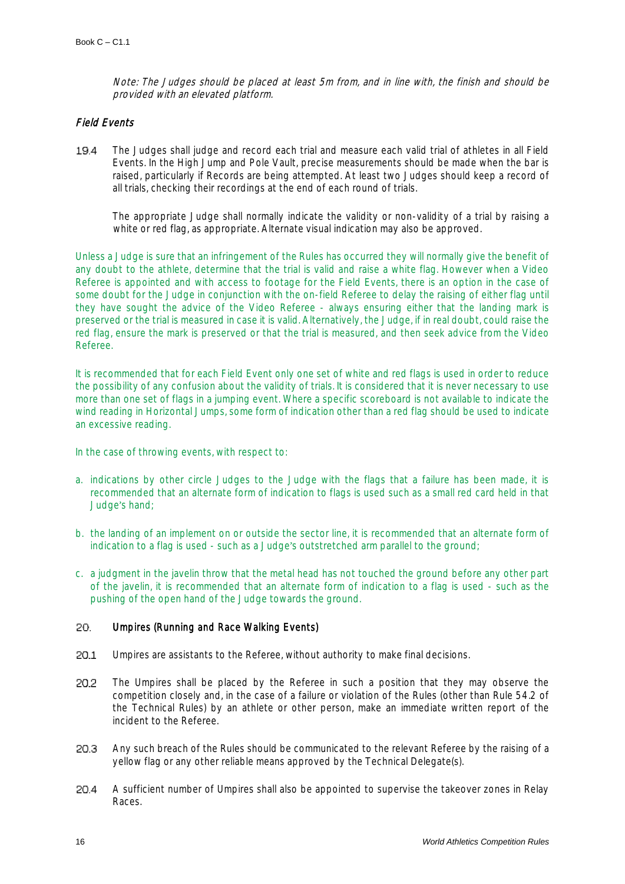*Note: The Judges should be placed at least 5m from, and in line with, the finish and should be provided with an elevated platform.*

### *Field Events*

19.4 The Judges shall judge and record each trial and measure each valid trial of athletes in all Field Events. In the High Jump and Pole Vault, precise measurements should be made when the bar is raised, particularly if Records are being attempted. At least two Judges should keep a record of all trials, checking their recordings at the end of each round of trials.

The appropriate Judge shall normally indicate the validity or non-validity of a trial by raising a white or red flag, as appropriate. Alternate visual indication may also be approved.

Unless a Judge is sure that an infringement of the Rules has occurred they will normally give the benefit of any doubt to the athlete, determine that the trial is valid and raise a white flag. However when a Video Referee is appointed and with access to footage for the Field Events, there is an option in the case of some doubt for the Judge in conjunction with the on-field Referee to delay the raising of either flag until they have sought the advice of the Video Referee - always ensuring either that the landing mark is preserved or the trial is measured in case it is valid. Alternatively, the Judge, if in real doubt, could raise the red flag, ensure the mark is preserved or that the trial is measured, and then seek advice from the Video Referee.

It is recommended that for each Field Event only one set of white and red flags is used in order to reduce the possibility of any confusion about the validity of trials. It is considered that it is never necessary to use more than one set of flags in a jumping event. Where a specific scoreboard is not available to indicate the wind reading in Horizontal Jumps, some form of indication other than a red flag should be used to indicate an excessive reading.

In the case of throwing events, with respect to:

a. indications by other circle Judges to the Judge with the flags that a failure has been made, it is recommended that an alternate form of indication to flags is used such as a small red card held in that Judge's hand;

b. the landing of an implement on or outside the sector line, it is recommended that an alternate form of indication to a flag is used - such as a Judge's outstretched arm parallel to the ground;

c. a judgment in the javelin throw that the metal head has not touched the ground before any other part of the javelin, it is recommended that an alternate form of indication to a flag is used - such as the pushing of the open hand of the Judge towards the ground.

## 20. Umpires (Running and Race Walking Events)

20.1 Umpires are assistants to the Referee, without authority to make final decisions.

20.2 The Umpires shall be placed by the Referee in such a position that they may observe the competition closely and, in the case of a failure or violation of the Rules (other than Rule 54.2 of the Technical Rules) by an athlete or other person, make an immediate written report of the incident to the Referee.

20.3 Any such breach of the Rules should be communicated to the relevant Referee by the raising of a yellow flag or any other reliable means approved by the Technical Delegate(s).

20.4 A sufficient number of Umpires shall also be appointed to supervise the takeover zones in Relay Races.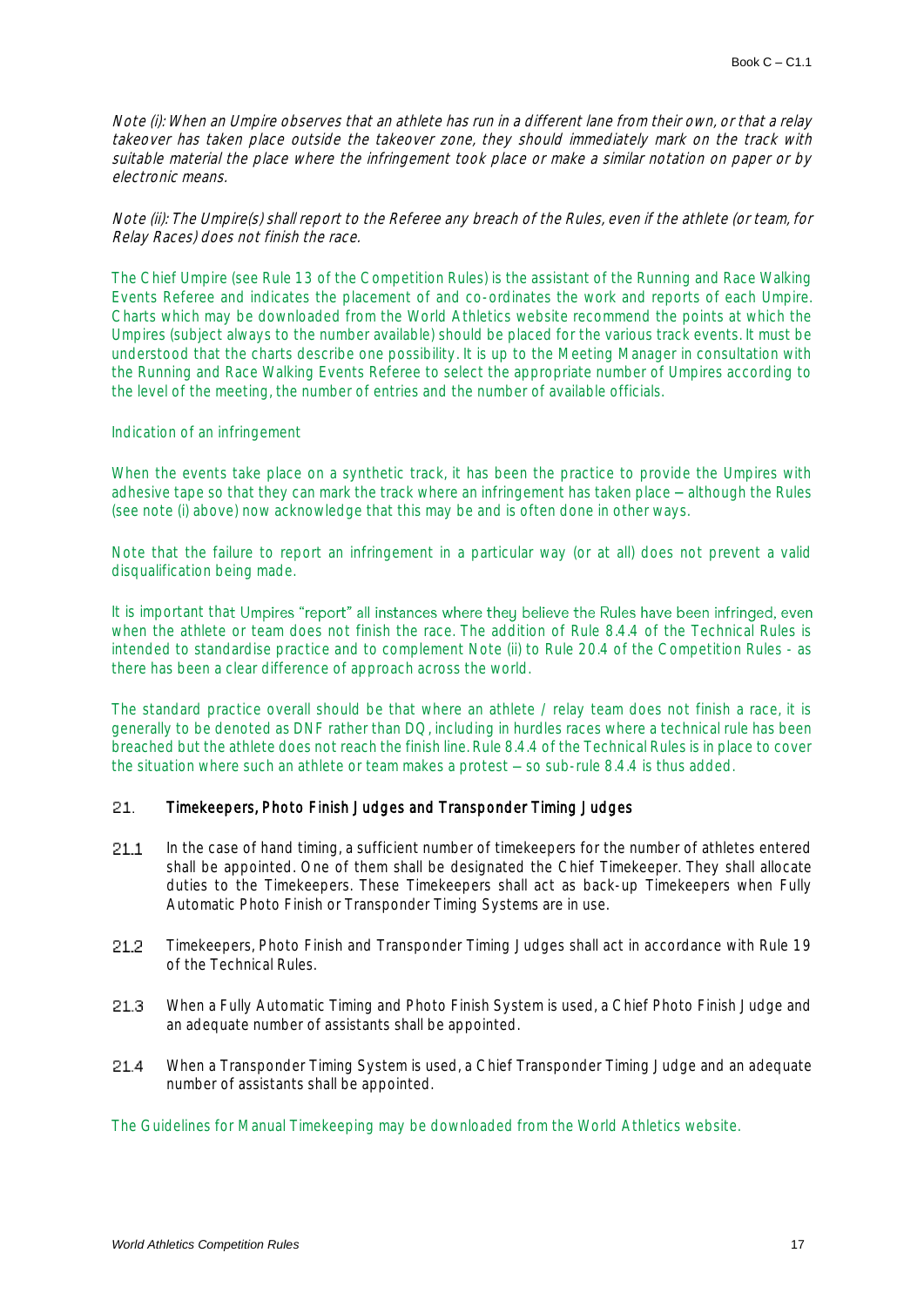*Note (i): When an Umpire observes that an athlete has run in a different lane from their own, or that a relay takeover has taken place outside the takeover zone, they should immediately mark on the track with suitable material the place where the infringement took place or make a similar notation on paper or by electronic means.*

*Note (ii): The Umpire(s) shall report to the Referee any breach of the Rules, even if the athlete (or team, for Relay Races) does not finish the race.*

The Chief Umpire (see Rule 13 of the Competition Rules) is the assistant of the Running and Race Walking Events Referee and indicates the placement of and co-ordinates the work and reports of each Umpire. Charts which may be downloaded from the World Athletics website recommend the points at which the Umpires (subject always to the number available) should be placed for the various track events. It must be understood that the charts describe one possibility. It is up to the Meeting Manager in consultation with the Running and Race Walking Events Referee to select the appropriate number of Umpires according to the level of the meeting, the number of entries and the number of available officials.

Indication of an infringement

When the events take place on a synthetic track, it has been the practice to provide the Umpires with adhesive tape so that they can mark the track where an infringement has taken place – although the Rules (see note (i) above) now acknowledge that this may be and is often done in other ways.

Note that the failure to report an infringement in a particular way (or at all) does not prevent a valid disqualification being made.

It is important that Umpires "report" all instances where they believe the Rules have been infringed, even when the athlete or team does not finish the race. The addition of Rule 8.4.4 of the Technical Rules is intended to standardise practice and to complement Note (ii) to Rule 20.4 of the Competition Rules - as there has been a clear difference of approach across the world.

The standard practice overall should be that where an athlete / relay team does not finish a race, it is generally to be denoted as DNF rather than DQ, including in hurdles races where a technical rule has been breached but the athlete does not reach the finish line. Rule 8.4.4 of the Technical Rules is in place to cover the situation where such an athlete or team makes a protest – so sub-rule 8.4.4 is thus added.

## 21. Timekeepers, Photo Finish Judges and Transponder Timing Judges

21.1 In the case of hand timing, a sufficient number of timekeepers for the number of athletes entered shall be appointed. One of them shall be designated the Chief Timekeeper. They shall allocate duties to the Timekeepers. These Timekeepers shall act as back-up Timekeepers when Fully Automatic Photo Finish or Transponder Timing Systems are in use.

21.2 Timekeepers, Photo Finish and Transponder Timing Judges shall act in accordance with Rule 19 of the Technical Rules.

21.3 When a Fully Automatic Timing and Photo Finish System is used, a Chief Photo Finish Judge and an adequate number of assistants shall be appointed.

21.4 When a Transponder Timing System is used, a Chief Transponder Timing Judge and an adequate number of assistants shall be appointed.

The Guidelines for Manual Timekeeping may be downloaded from the World Athletics website.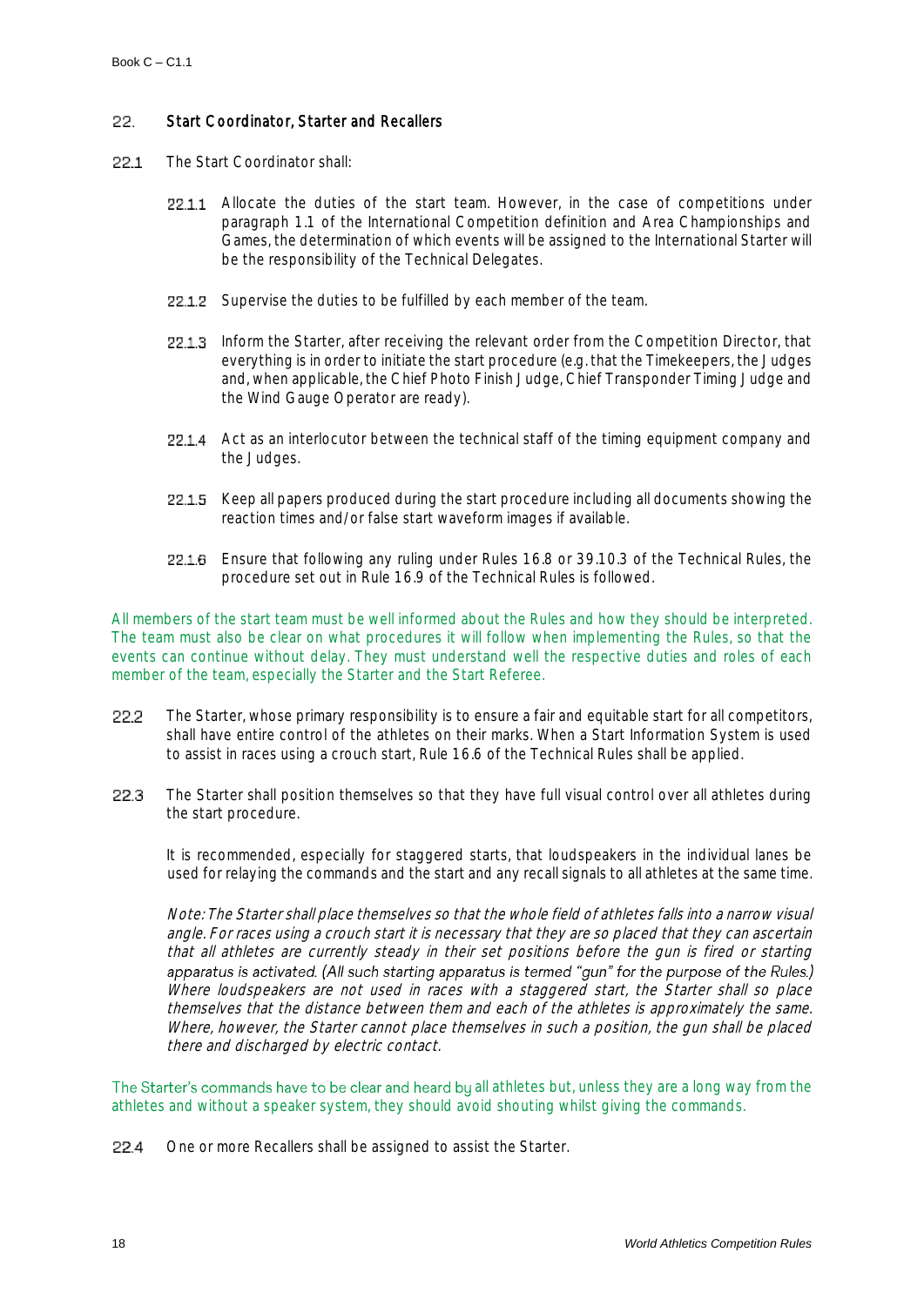## 22. Start Coordinator, Starter and Recallers

22.1 The Start Coordinator shall:

22.1.1 Allocate the duties of the start team. However, in the case of competitions under paragraph 1.1 of the International Competition definition and Area Championships and Games, the determination of which events will be assigned to the International Starter will be the responsibility of the Technical Delegates.

22.1.2 Supervise the duties to be fulfilled by each member of the team.

22.1.3 Inform the Starter, after receiving the relevant order from the Competition Director, that everything is in order to initiate the start procedure (e.g. that the Timekeepers, the Judges and, when applicable, the Chief Photo Finish Judge, Chief Transponder Timing Judge and the Wind Gauge Operator are ready).

22.1.4 Act as an interlocutor between the technical staff of the timing equipment company and the Judges.

22.1.5 Keep all papers produced during the start procedure including all documents showing the reaction times and/or false start waveform images if available.

22.1.6 Ensure that following any ruling under Rules 16.8 or 39.10.3 of the Technical Rules, the procedure set out in Rule 16.9 of the Technical Rules is followed.

All members of the start team must be well informed about the Rules and how they should be interpreted. The team must also be clear on what procedures it will follow when implementing the Rules, so that the events can continue without delay. They must understand well the respective duties and roles of each member of the team, especially the Starter and the Start Referee.

22.2 The Starter, whose primary responsibility is to ensure a fair and equitable start for all competitors, shall have entire control of the athletes on their marks. When a Start Information System is used to assist in races using a crouch start, Rule 16.6 of the Technical Rules shall be applied.

22.3 The Starter shall position themselves so that they have full visual control over all athletes during the start procedure.

It is recommended, especially for staggered starts, that loudspeakers in the individual lanes be used for relaying the commands and the start and any recall signals to all athletes at the same time.

*Note: The Starter shall place themselves so that the whole field of athletes falls into a narrow visual angle. For races using a crouch start it is necessary that they are so placed that they can ascertain that all athletes are currently steady in their set positions before the gun is fired or starting apparatus is activated. (All such starting apparatus is termed "gun" for the purpose of the Rules.) Where loudspeakers are not used in races with a staggered start, the Starter shall so place themselves that the distance between them and each of the athletes is approximately the same. Where, however, the Starter cannot place themselves in such a position, the gun shall be placed there and discharged by electric contact.*

The Starter's commands have to be clear and heard by all athletes but, unless they are a long way from the athletes and without a speaker system, they should avoid shouting whilst giving the commands.

22.4 One or more Recallers shall be assigned to assist the Starter.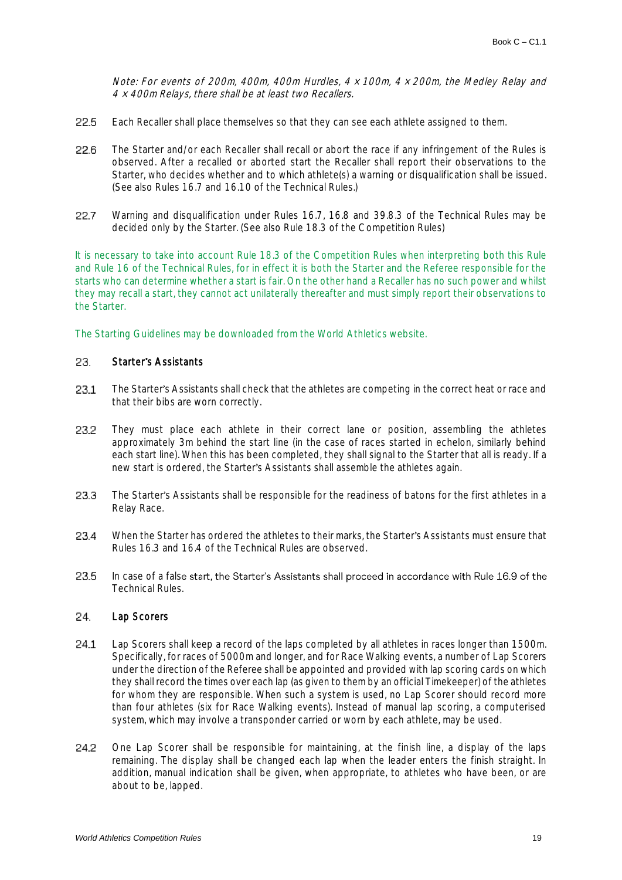*Note: For events of 200m, 400m, 400m Hurdles, 4 × 100m, 4 × 200m, the Medley Relay and 4 × 400m Relays, there shall be at least two Recallers.*

22.5 Each Recaller shall place themselves so that they can see each athlete assigned to them.

22.6 The Starter and/or each Recaller shall recall or abort the race if any infringement of the Rules is observed. After a recalled or aborted start the Recaller shall report their observations to the Starter, who decides whether and to which athlete(s) a warning or disqualification shall be issued. (See also Rules 16.7 and 16.10 of the Technical Rules.)

22.7 Warning and disqualification under Rules 16.7, 16.8 and 39.8.3 of the Technical Rules may be decided only by the Starter. (See also Rule 18.3 of the Competition Rules)

It is necessary to take into account Rule 18.3 of the Competition Rules when interpreting both this Rule and Rule 16 of the Technical Rules, for in effect it is both the Starter and the Referee responsible for the starts who can determine whether a start is fair. On the other hand a Recaller has no such power and whilst they may recall a start, they cannot act unilaterally thereafter and must simply report their observations to the Starter.

The Starting Guidelines may be downloaded from the World Athletics website.

## 23. Starter's Assistants

23.1 The Starter's Assistants shall check that the athletes are competing in the correct heat or race and that their bibs are worn correctly.

23.2 They must place each athlete in their correct lane or position, assembling the athletes approximately 3m behind the start line (in the case of races started in echelon, similarly behind each start line). When this has been completed, they shall signal to the Starter that all is ready. If a new start is ordered, the Starter's Assistants shall assemble the athletes again.

23.3 The Starter's Assistants shall be responsible for the readiness of batons for the first athletes in a Relay Race.

23.4 When the Starter has ordered the athletes to their marks, the Starter's Assistants must ensure that Rules 16.3 and 16.4 of the Technical Rules are observed.

23.5 In case of a false start, the Starter's Assistants shall proceed in accordance with Rule 16.9 of the Technical Rules.

## 24. Lap Scorers

24.1 Lap Scorers shall keep a record of the laps completed by all athletes in races longer than 1500m. Specifically, for races of 5000m and longer, and for Race Walking events, a number of Lap Scorers under the direction of the Referee shall be appointed and provided with lap scoring cards on which they shall record the times over each lap (as given to them by an official Timekeeper) of the athletes for whom they are responsible. When such a system is used, no Lap Scorer should record more than four athletes (six for Race Walking events). Instead of manual lap scoring, a computerised system, which may involve a transponder carried or worn by each athlete, may be used.

24.2 One Lap Scorer shall be responsible for maintaining, at the finish line, a display of the laps remaining. The display shall be changed each lap when the leader enters the finish straight. In addition, manual indication shall be given, when appropriate, to athletes who have been, or are about to be, lapped.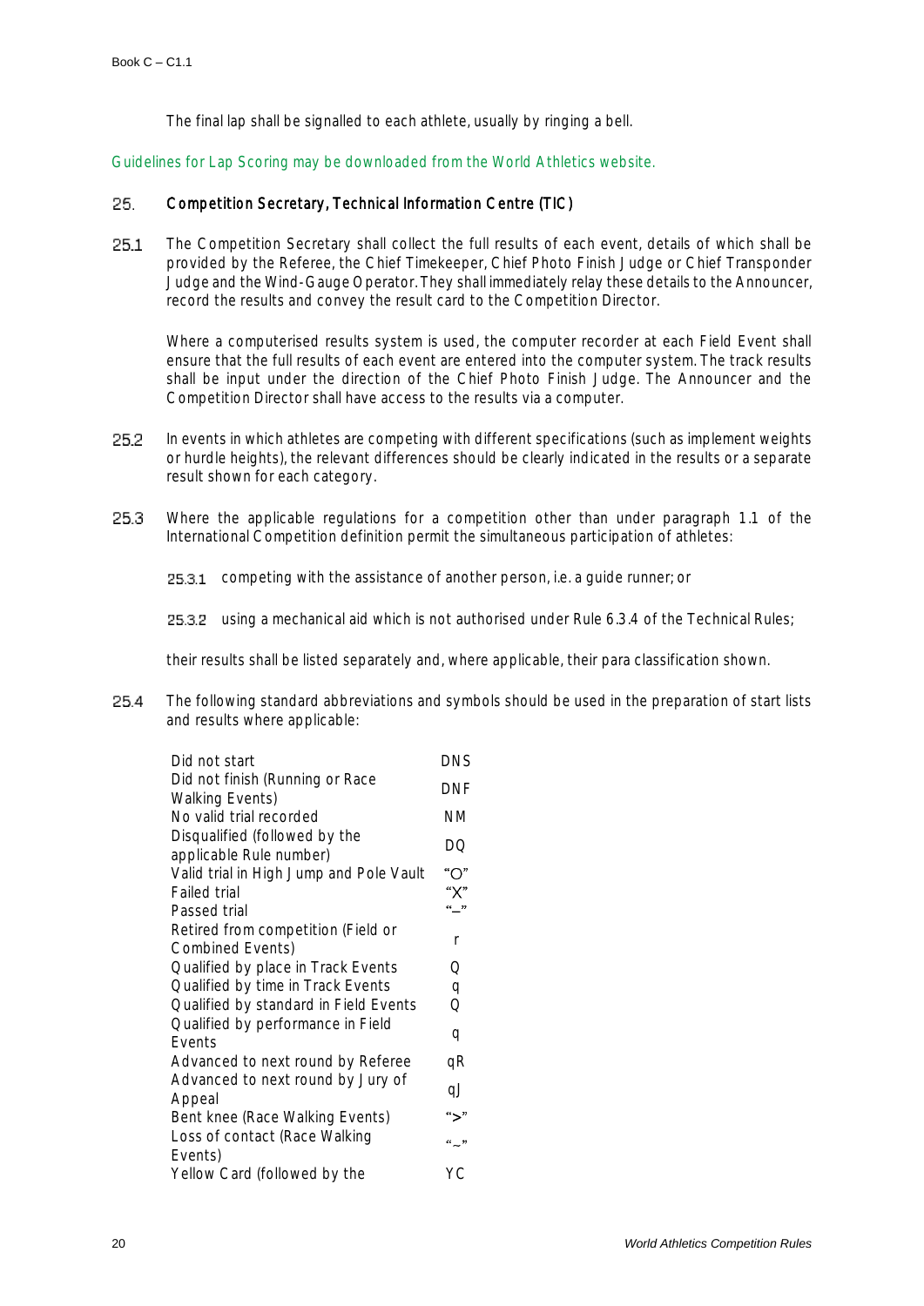The final lap shall be signalled to each athlete, usually by ringing a bell.

Guidelines for Lap Scoring may be downloaded from the World Athletics website.

## 25. Competition Secretary, Technical Information Centre (TIC)

25.1 The Competition Secretary shall collect the full results of each event, details of which shall be provided by the Referee, the Chief Timekeeper, Chief Photo Finish Judge or Chief Transponder Judge and the Wind-Gauge Operator. They shall immediately relay these details to the Announcer, record the results and convey the result card to the Competition Director.

Where a computerised results system is used, the computer recorder at each Field Event shall ensure that the full results of each event are entered into the computer system. The track results shall be input under the direction of the Chief Photo Finish Judge. The Announcer and the Competition Director shall have access to the results via a computer.

25.2 In events in which athletes are competing with different specifications (such as implement weights or hurdle heights), the relevant differences should be clearly indicated in the results or a separate result shown for each category.

25.3 Where the applicable regulations for a competition other than under paragraph 1.1 of the International Competition definition permit the simultaneous participation of athletes:

25.3.1 competing with the assistance of another person, i.e. a guide runner; or

25.3.2 using a mechanical aid which is not authorised under Rule 6.3.4 of the Technical Rules;

their results shall be listed separately and, where applicable, their para classification shown.

25.4 The following standard abbreviations and symbols should be used in the preparation of start lists and results where applicable:

| | |
|---|---|
| Did not start | DNS |
| Did not finish (Running or Race Walking Events) | DNF |
| No valid trial recorded | NM |
| Disqualified (followed by the applicable Rule number) | DQ |
| Valid trial in High Jump and Pole Vault | "O" |
| Failed trial | "X" |
| Passed trial | "–" |
| Retired from competition (Field or Combined Events) | r |
| Qualified by place in Track Events | Q |
| Qualified by time in Track Events | q |
| Qualified by standard in Field Events | Q |
| Qualified by performance in Field Events | q |
| Advanced to next round by Referee | qR |
| Advanced to next round by Jury of Appeal | qJ |
| Bent knee (Race Walking Events) | ">" |
| Loss of contact (Race Walking Events) | "~" |
| Yellow Card (followed by the | YC |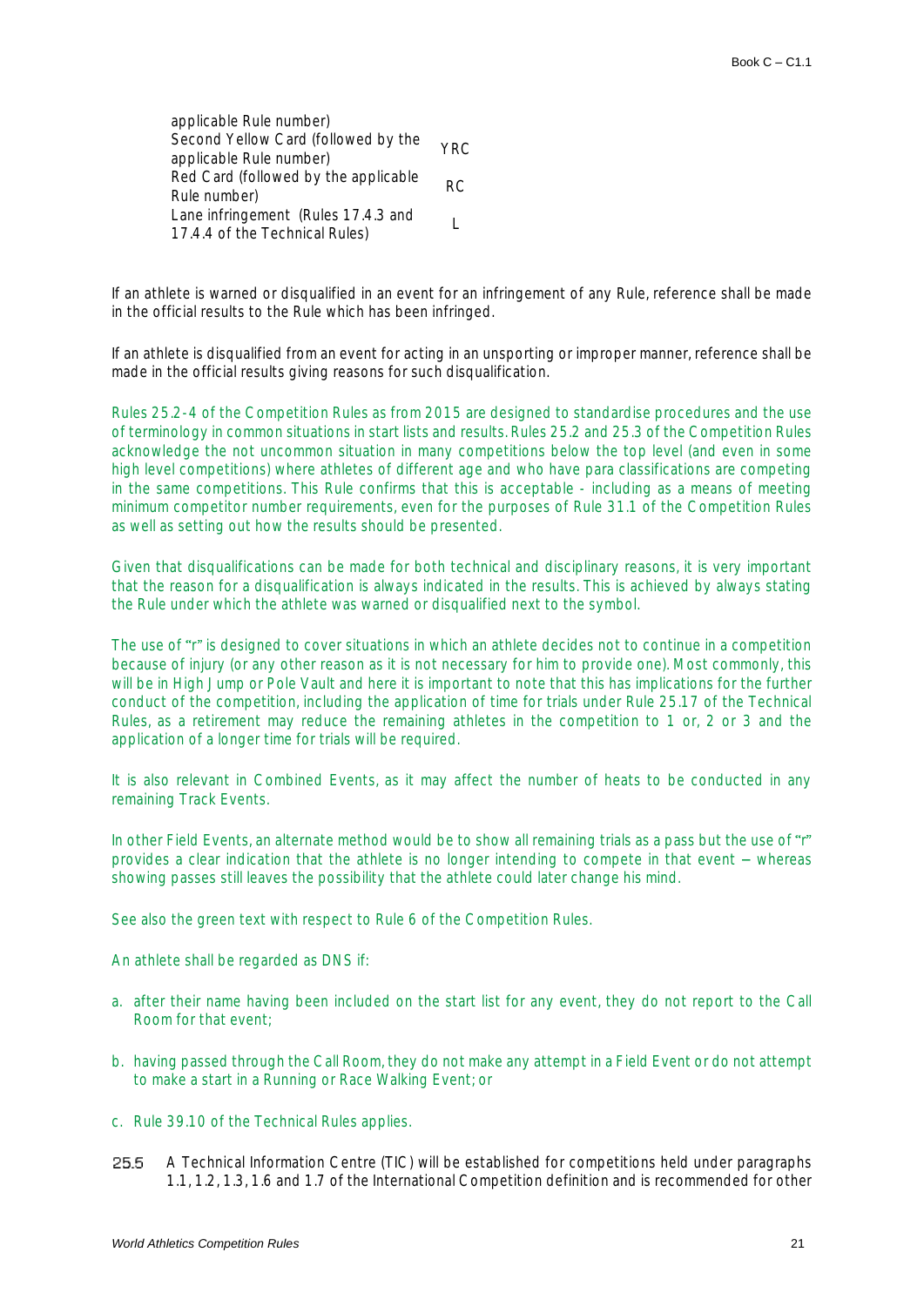| | |
|---|---|
| applicable Rule number) | |
| Second Yellow Card (followed by the applicable Rule number) | YRC |
| Red Card (followed by the applicable Rule number) | RC |
| Lane infringement (Rules 17.4.3 and 17.4.4 of the Technical Rules) | L |

If an athlete is warned or disqualified in an event for an infringement of any Rule, reference shall be made in the official results to the Rule which has been infringed.

If an athlete is disqualified from an event for acting in an unsporting or improper manner, reference shall be made in the official results giving reasons for such disqualification.

Rules 25.2-4 of the Competition Rules as from 2015 are designed to standardise procedures and the use of terminology in common situations in start lists and results. Rules 25.2 and 25.3 of the Competition Rules acknowledge the not uncommon situation in many competitions below the top level (and even in some high level competitions) where athletes of different age and who have para classifications are competing in the same competitions. This Rule confirms that this is acceptable - including as a means of meeting minimum competitor number requirements, even for the purposes of Rule 31.1 of the Competition Rules as well as setting out how the results should be presented.

Given that disqualifications can be made for both technical and disciplinary reasons, it is very important that the reason for a disqualification is always indicated in the results. This is achieved by always stating the Rule under which the athlete was warned or disqualified next to the symbol.

The use of "r" is designed to cover situations in which an athlete decides not to continue in a competition because of injury (or any other reason as it is not necessary for him to provide one). Most commonly, this will be in High Jump or Pole Vault and here it is important to note that this has implications for the further conduct of the competition, including the application of time for trials under Rule 25.17 of the Technical Rules, as a retirement may reduce the remaining athletes in the competition to 1 or, 2 or 3 and the application of a longer time for trials will be required.

It is also relevant in Combined Events, as it may affect the number of heats to be conducted in any remaining Track Events.

In other Field Events, an alternate method would be to show all remaining trials as a pass but the use of "r" provides a clear indication that the athlete is no longer intending to compete in that event – whereas showing passes still leaves the possibility that the athlete could later change his mind.

See also the green text with respect to Rule 6 of the Competition Rules.

An athlete shall be regarded as DNS if:

a. after their name having been included on the start list for any event, they do not report to the Call Room for that event;

b. having passed through the Call Room, they do not make any attempt in a Field Event or do not attempt to make a start in a Running or Race Walking Event; or

c. Rule 39.10 of the Technical Rules applies.

**25.5** A Technical Information Centre (TIC) will be established for competitions held under paragraphs 1.1, 1.2, 1.3, 1.6 and 1.7 of the International Competition definition and is recommended for other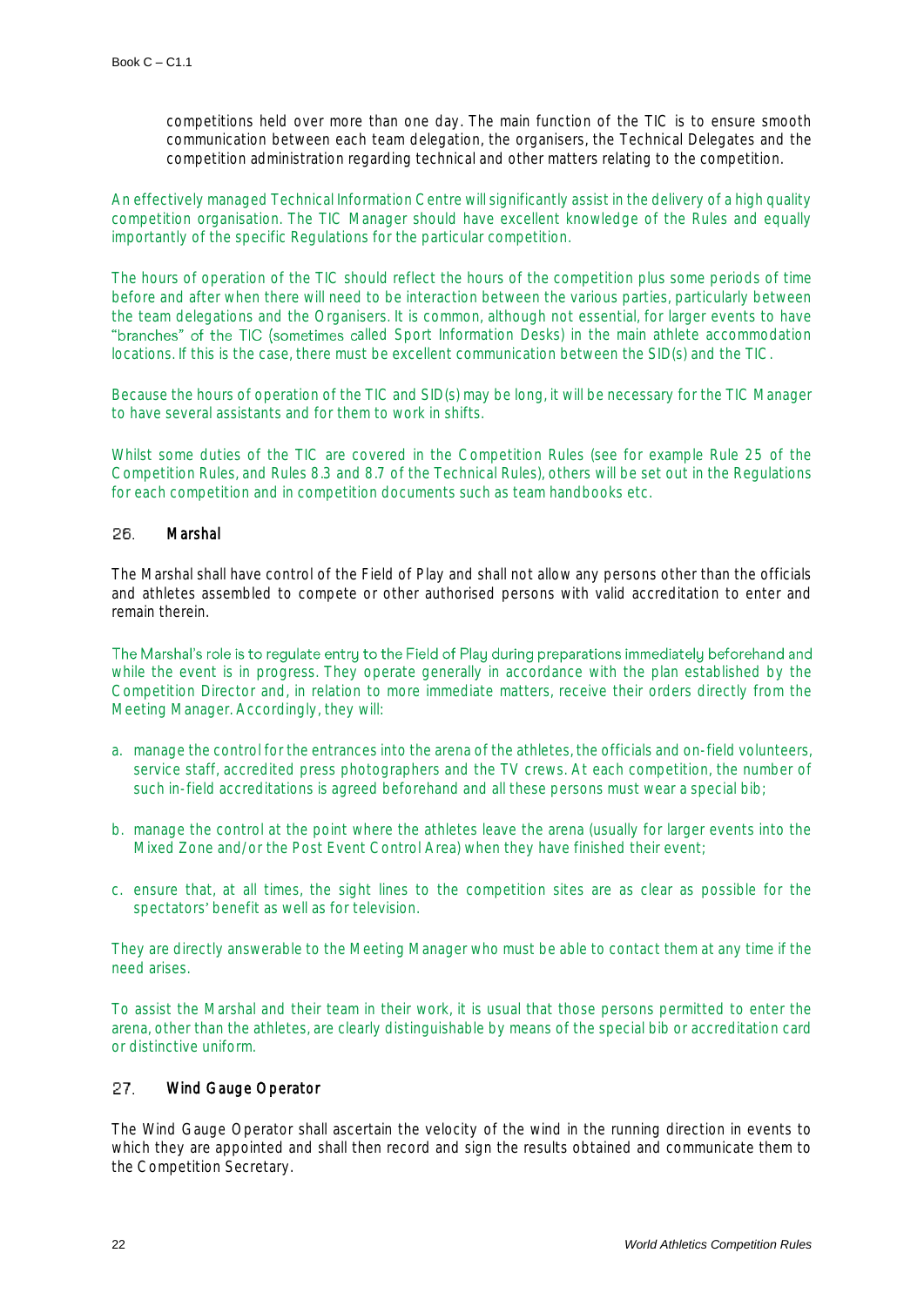competitions held over more than one day. The main function of the TIC is to ensure smooth communication between each team delegation, the organisers, the Technical Delegates and the competition administration regarding technical and other matters relating to the competition.

An effectively managed Technical Information Centre will significantly assist in the delivery of a high quality competition organisation. The TIC Manager should have excellent knowledge of the Rules and equally importantly of the specific Regulations for the particular competition.

The hours of operation of the TIC should reflect the hours of the competition plus some periods of time before and after when there will need to be interaction between the various parties, particularly between the team delegations and the Organisers. It is common, although not essential, for larger events to have "branches" of the TIC (sometimes called Sport Information Desks) in the main athlete accommodation locations. If this is the case, there must be excellent communication between the SID(s) and the TIC.

Because the hours of operation of the TIC and SID(s) may be long, it will be necessary for the TIC Manager to have several assistants and for them to work in shifts.

Whilst some duties of the TIC are covered in the Competition Rules (see for example Rule 25 of the Competition Rules, and Rules 8.3 and 8.7 of the Technical Rules), others will be set out in the Regulations for each competition and in competition documents such as team handbooks etc.

## 26. Marshal

The Marshal shall have control of the Field of Play and shall not allow any persons other than the officials and athletes assembled to compete or other authorised persons with valid accreditation to enter and remain therein.

The Marshal's role is to regulate entry to the Field of Play during preparations immediately beforehand and while the event is in progress. They operate generally in accordance with the plan established by the Competition Director and, in relation to more immediate matters, receive their orders directly from the Meeting Manager. Accordingly, they will:

a. manage the control for the entrances into the arena of the athletes, the officials and on-field volunteers, service staff, accredited press photographers and the TV crews. At each competition, the number of such in-field accreditations is agreed beforehand and all these persons must wear a special bib;

b. manage the control at the point where the athletes leave the arena (usually for larger events into the Mixed Zone and/or the Post Event Control Area) when they have finished their event;

c. ensure that, at all times, the sight lines to the competition sites are as clear as possible for the spectators' benefit as well as for television.

They are directly answerable to the Meeting Manager who must be able to contact them at any time if the need arises.

To assist the Marshal and their team in their work, it is usual that those persons permitted to enter the arena, other than the athletes, are clearly distinguishable by means of the special bib or accreditation card or distinctive uniform.

## 27. Wind Gauge Operator

The Wind Gauge Operator shall ascertain the velocity of the wind in the running direction in events to which they are appointed and shall then record and sign the results obtained and communicate them to the Competition Secretary.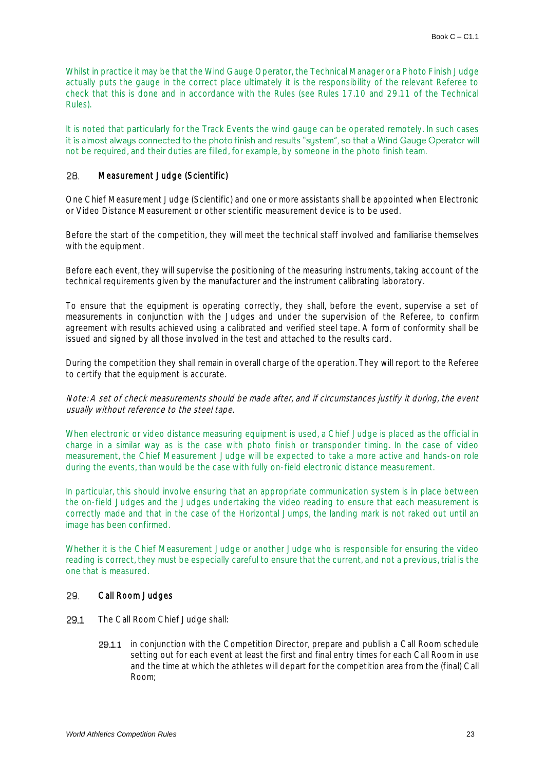Whilst in practice it may be that the Wind Gauge Operator, the Technical Manager or a Photo Finish Judge actually puts the gauge in the correct place ultimately it is the responsibility of the relevant Referee to check that this is done and in accordance with the Rules (see Rules 17.10 and 29.11 of the Technical Rules).

It is noted that particularly for the Track Events the wind gauge can be operated remotely. In such cases it is almost always connected to the photo finish and results "system", so that a Wind Gauge Operator will not be required, and their duties are filled, for example, by someone in the photo finish team.

## 28. Measurement Judge (Scientific)

One Chief Measurement Judge (Scientific) and one or more assistants shall be appointed when Electronic or Video Distance Measurement or other scientific measurement device is to be used.

Before the start of the competition, they will meet the technical staff involved and familiarise themselves with the equipment.

Before each event, they will supervise the positioning of the measuring instruments, taking account of the technical requirements given by the manufacturer and the instrument calibrating laboratory.

To ensure that the equipment is operating correctly, they shall, before the event, supervise a set of measurements in conjunction with the Judges and under the supervision of the Referee, to confirm agreement with results achieved using a calibrated and verified steel tape. A form of conformity shall be issued and signed by all those involved in the test and attached to the results card.

During the competition they shall remain in overall charge of the operation. They will report to the Referee to certify that the equipment is accurate.

*Note: A set of check measurements should be made after, and if circumstances justify it during, the event usually without reference to the steel tape.*

When electronic or video distance measuring equipment is used, a Chief Judge is placed as the official in charge in a similar way as is the case with photo finish or transponder timing. In the case of video measurement, the Chief Measurement Judge will be expected to take a more active and hands-on role during the events, than would be the case with fully on-field electronic distance measurement.

In particular, this should involve ensuring that an appropriate communication system is in place between the on-field Judges and the Judges undertaking the video reading to ensure that each measurement is correctly made and that in the case of the Horizontal Jumps, the landing mark is not raked out until an image has been confirmed.

Whether it is the Chief Measurement Judge or another Judge who is responsible for ensuring the video reading is correct, they must be especially careful to ensure that the current, and not a previous, trial is the one that is measured.

## 29. Call Room Judges

29.1 The Call Room Chief Judge shall:

29.1.1 in conjunction with the Competition Director, prepare and publish a Call Room schedule setting out for each event at least the first and final entry times for each Call Room in use and the time at which the athletes will depart for the competition area from the (final) Call Room;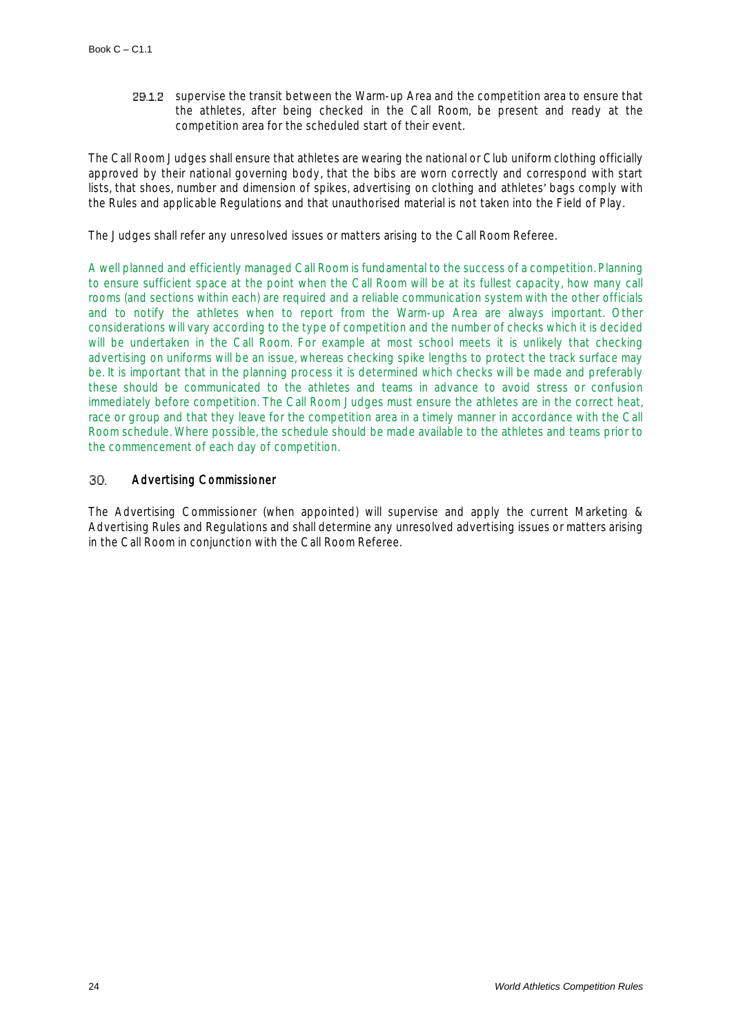29.1.2 supervise the transit between the Warm-up Area and the competition area to ensure that the athletes, after being checked in the Call Room, be present and ready at the competition area for the scheduled start of their event.

The Call Room Judges shall ensure that athletes are wearing the national or Club uniform clothing officially approved by their national governing body, that the bibs are worn correctly and correspond with start lists, that shoes, number and dimension of spikes, advertising on clothing and athletes' bags comply with the Rules and applicable Regulations and that unauthorised material is not taken into the Field of Play.

The Judges shall refer any unresolved issues or matters arising to the Call Room Referee.

A well planned and efficiently managed Call Room is fundamental to the success of a competition. Planning to ensure sufficient space at the point when the Call Room will be at its fullest capacity, how many call rooms (and sections within each) are required and a reliable communication system with the other officials and to notify the athletes when to report from the Warm-up Area are always important. Other considerations will vary according to the type of competition and the number of checks which it is decided will be undertaken in the Call Room. For example at most school meets it is unlikely that checking advertising on uniforms will be an issue, whereas checking spike lengths to protect the track surface may be. It is important that in the planning process it is determined which checks will be made and preferably these should be communicated to the athletes and teams in advance to avoid stress or confusion immediately before competition. The Call Room Judges must ensure the athletes are in the correct heat, race or group and that they leave for the competition area in a timely manner in accordance with the Call Room schedule. Where possible, the schedule should be made available to the athletes and teams prior to the commencement of each day of competition.

## 30. Advertising Commissioner

The Advertising Commissioner (when appointed) will supervise and apply the current Marketing & Advertising Rules and Regulations and shall determine any unresolved advertising issues or matters arising in the Call Room in conjunction with the Call Room Referee.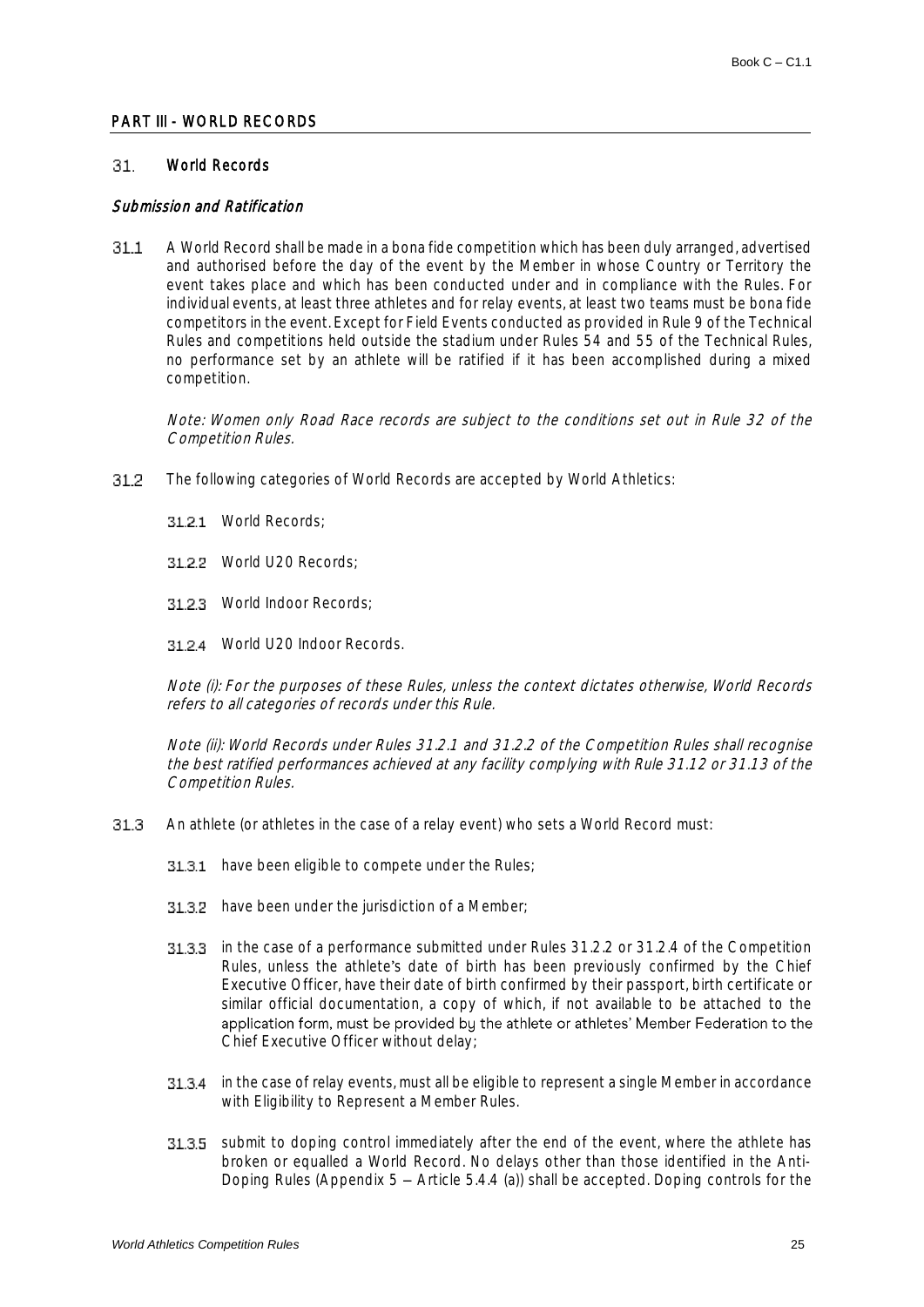## PART III - WORLD RECORDS

### 31. World Records

#### *Submission and Ratification*

31.1 A World Record shall be made in a bona fide competition which has been duly arranged, advertised and authorised before the day of the event by the Member in whose Country or Territory the event takes place and which has been conducted under and in compliance with the Rules. For individual events, at least three athletes and for relay events, at least two teams must be bona fide competitors in the event. Except for Field Events conducted as provided in Rule 9 of the Technical Rules and competitions held outside the stadium under Rules 54 and 55 of the Technical Rules, no performance set by an athlete will be ratified if it has been accomplished during a mixed competition.

*Note: Women only Road Race records are subject to the conditions set out in Rule 32 of the Competition Rules.*

31.2 The following categories of World Records are accepted by World Athletics:

31.2.1 World Records;

31.2.2 World U20 Records;

31.2.3 World Indoor Records;

31.2.4 World U20 Indoor Records.

*Note (i): For the purposes of these Rules, unless the context dictates otherwise, World Records refers to all categories of records under this Rule.*

*Note (ii): World Records under Rules 31.2.1 and 31.2.2 of the Competition Rules shall recognise the best ratified performances achieved at any facility complying with Rule 31.12 or 31.13 of the Competition Rules.*

31.3 An athlete (or athletes in the case of a relay event) who sets a World Record must:

31.3.1 have been eligible to compete under the Rules;

31.3.2 have been under the jurisdiction of a Member;

31.3.3 in the case of a performance submitted under Rules 31.2.2 or 31.2.4 of the Competition Rules, unless the athlete's date of birth has been previously confirmed by the Chief Executive Officer, have their date of birth confirmed by their passport, birth certificate or similar official documentation, a copy of which, if not available to be attached to the application form, must be provided by the athlete or athletes' Member Federation to the Chief Executive Officer without delay;

31.3.4 in the case of relay events, must all be eligible to represent a single Member in accordance with Eligibility to Represent a Member Rules.

31.3.5 submit to doping control immediately after the end of the event, where the athlete has broken or equalled a World Record. No delays other than those identified in the Anti-Doping Rules (Appendix 5 – Article 5.4.4 (a)) shall be accepted. Doping controls for the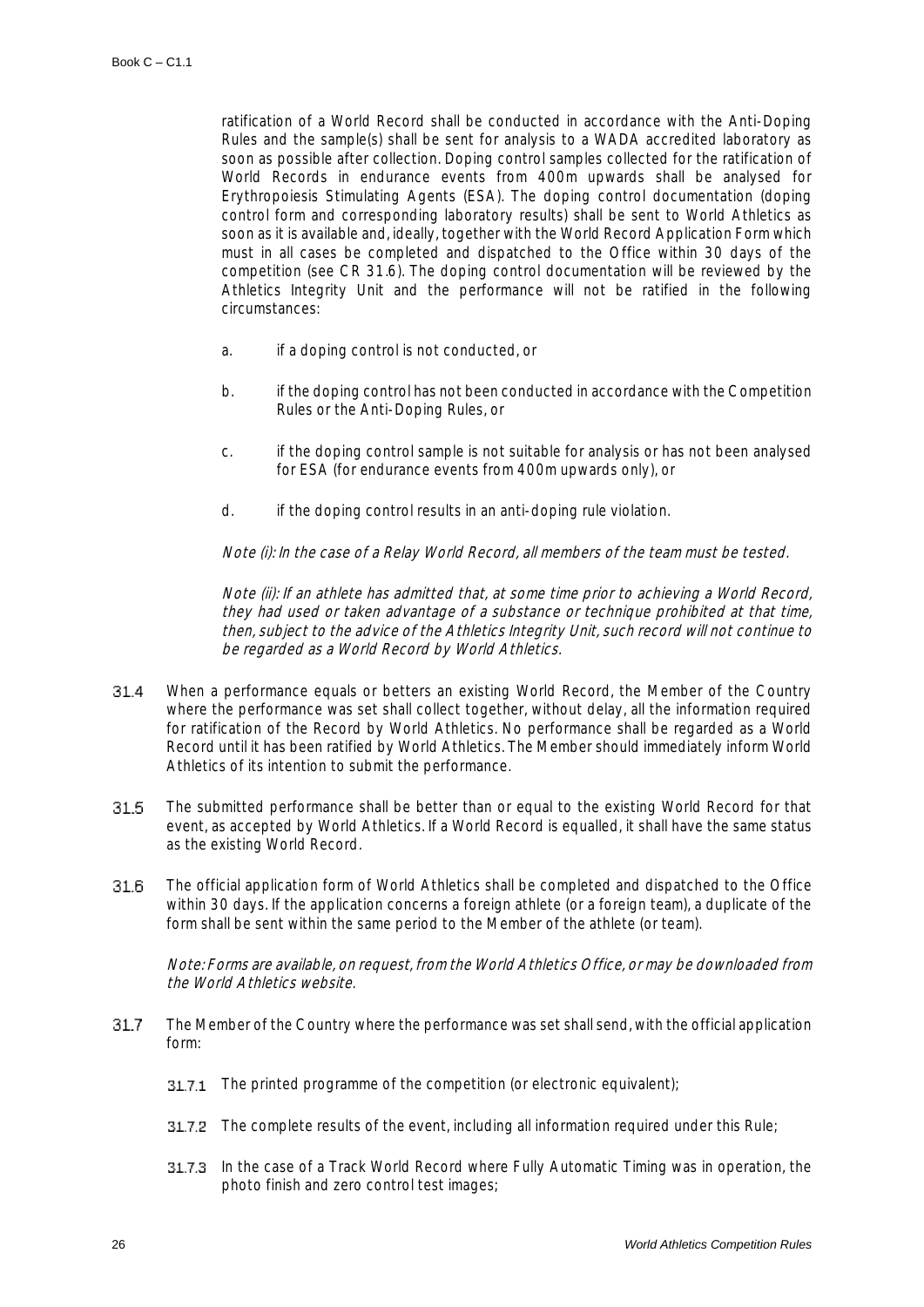ratification of a World Record shall be conducted in accordance with the Anti-Doping Rules and the sample(s) shall be sent for analysis to a WADA accredited laboratory as soon as possible after collection. Doping control samples collected for the ratification of World Records in endurance events from 400m upwards shall be analysed for Erythropoiesis Stimulating Agents (ESA). The doping control documentation (doping control form and corresponding laboratory results) shall be sent to World Athletics as soon as it is available and, ideally, together with the World Record Application Form which must in all cases be completed and dispatched to the Office within 30 days of the competition (see CR 31.6). The doping control documentation will be reviewed by the Athletics Integrity Unit and the performance will not be ratified in the following circumstances:

a. if a doping control is not conducted, or

b. if the doping control has not been conducted in accordance with the Competition Rules or the Anti-Doping Rules, or

c. if the doping control sample is not suitable for analysis or has not been analysed for ESA (for endurance events from 400m upwards only), or

d. if the doping control results in an anti-doping rule violation.

*Note (i): In the case of a Relay World Record, all members of the team must be tested.*

*Note (ii): If an athlete has admitted that, at some time prior to achieving a World Record, they had used or taken advantage of a substance or technique prohibited at that time, then, subject to the advice of the Athletics Integrity Unit, such record will not continue to be regarded as a World Record by World Athletics.*

31.4 When a performance equals or betters an existing World Record, the Member of the Country where the performance was set shall collect together, without delay, all the information required for ratification of the Record by World Athletics. No performance shall be regarded as a World Record until it has been ratified by World Athletics. The Member should immediately inform World Athletics of its intention to submit the performance.

31.5 The submitted performance shall be better than or equal to the existing World Record for that event, as accepted by World Athletics. If a World Record is equalled, it shall have the same status as the existing World Record.

31.6 The official application form of World Athletics shall be completed and dispatched to the Office within 30 days. If the application concerns a foreign athlete (or a foreign team), a duplicate of the form shall be sent within the same period to the Member of the athlete (or team).

*Note: Forms are available, on request, from the World Athletics Office, or may be downloaded from the World Athletics website.*

31.7 The Member of the Country where the performance was set shall send, with the official application form:

31.7.1 The printed programme of the competition (or electronic equivalent);

31.7.2 The complete results of the event, including all information required under this Rule;

31.7.3 In the case of a Track World Record where Fully Automatic Timing was in operation, the photo finish and zero control test images;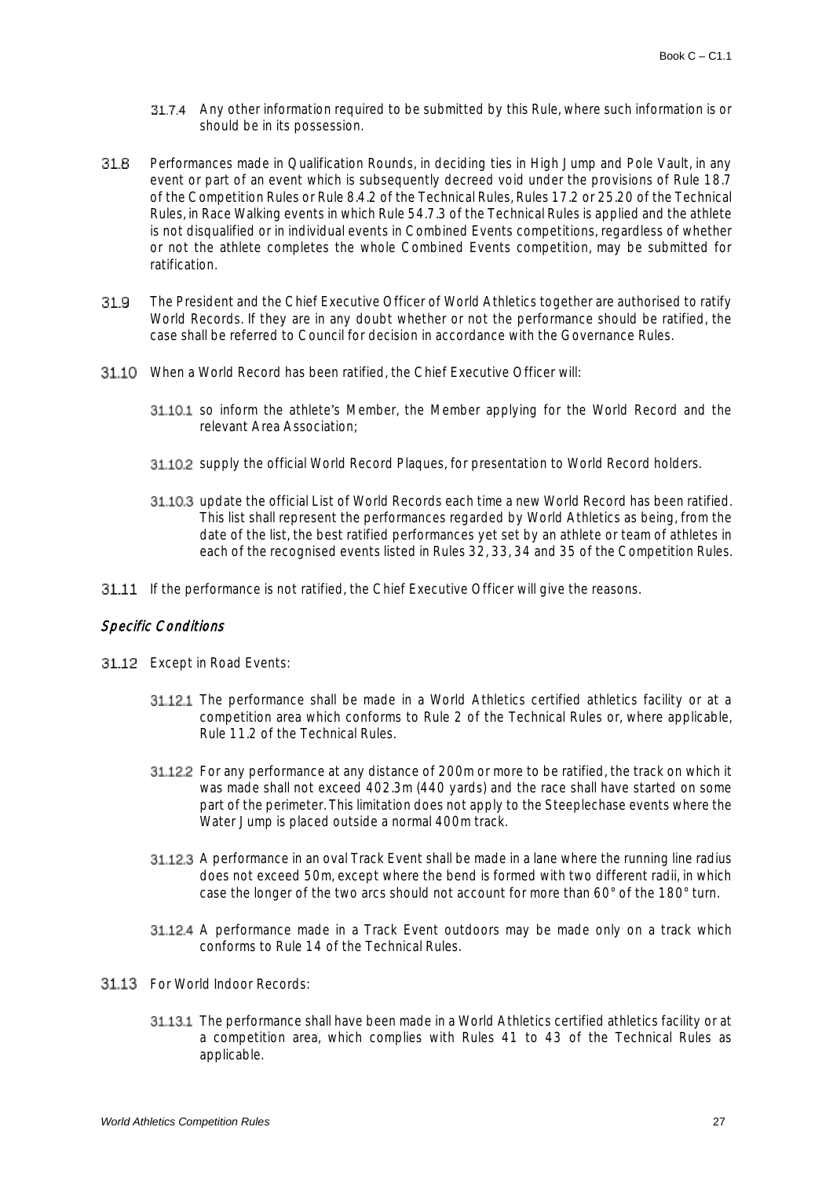31.7.4 Any other information required to be submitted by this Rule, where such information is or should be in its possession.

31.8 Performances made in Qualification Rounds, in deciding ties in High Jump and Pole Vault, in any event or part of an event which is subsequently decreed void under the provisions of Rule 18.7 of the Competition Rules or Rule 8.4.2 of the Technical Rules, Rules 17.2 or 25.20 of the Technical Rules, in Race Walking events in which Rule 54.7.3 of the Technical Rules is applied and the athlete is not disqualified or in individual events in Combined Events competitions, regardless of whether or not the athlete completes the whole Combined Events competition, may be submitted for ratification.

31.9 The President and the Chief Executive Officer of World Athletics together are authorised to ratify World Records. If they are in any doubt whether or not the performance should be ratified, the case shall be referred to Council for decision in accordance with the Governance Rules.

31.10 When a World Record has been ratified, the Chief Executive Officer will:

31.10.1 so inform the athlete's Member, the Member applying for the World Record and the relevant Area Association;

31.10.2 supply the official World Record Plaques, for presentation to World Record holders.

31.10.3 update the official List of World Records each time a new World Record has been ratified. This list shall represent the performances regarded by World Athletics as being, from the date of the list, the best ratified performances yet set by an athlete or team of athletes in each of the recognised events listed in Rules 32, 33, 34 and 35 of the Competition Rules.

31.11 If the performance is not ratified, the Chief Executive Officer will give the reasons.

### *Specific Conditions*

31.12 Except in Road Events:

31.12.1 The performance shall be made in a World Athletics certified athletics facility or at a competition area which conforms to Rule 2 of the Technical Rules or, where applicable, Rule 11.2 of the Technical Rules.

31.12.2 For any performance at any distance of 200m or more to be ratified, the track on which it was made shall not exceed 402.3m (440 yards) and the race shall have started on some part of the perimeter. This limitation does not apply to the Steeplechase events where the Water Jump is placed outside a normal 400m track.

31.12.3 A performance in an oval Track Event shall be made in a lane where the running line radius does not exceed 50m, except where the bend is formed with two different radii, in which case the longer of the two arcs should not account for more than 60° of the 180° turn.

31.12.4 A performance made in a Track Event outdoors may be made only on a track which conforms to Rule 14 of the Technical Rules.

31.13 For World Indoor Records:

31.13.1 The performance shall have been made in a World Athletics certified athletics facility or at a competition area, which complies with Rules 41 to 43 of the Technical Rules as applicable.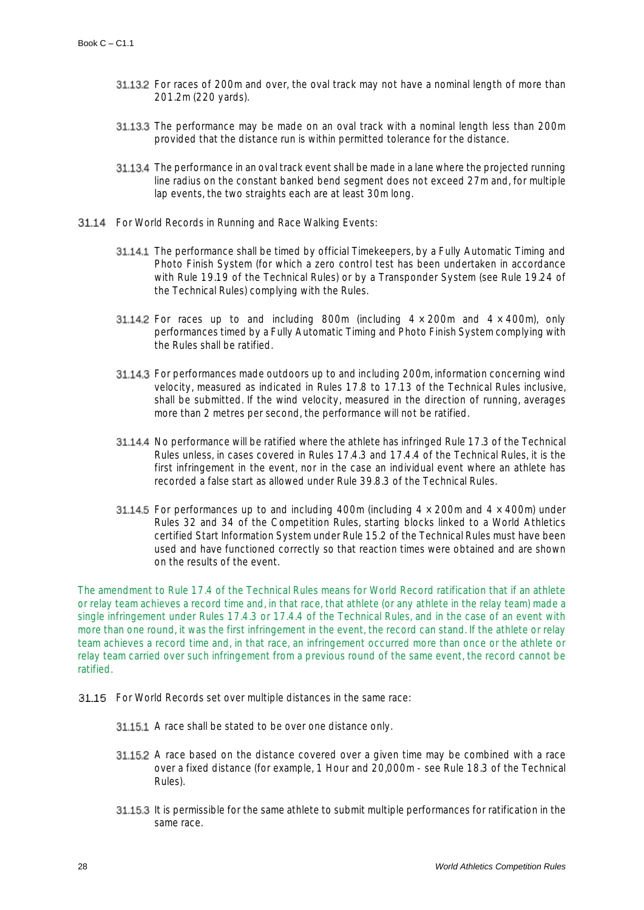31.13.2 For races of 200m and over, the oval track may not have a nominal length of more than 201.2m (220 yards).

31.13.3 The performance may be made on an oval track with a nominal length less than 200m provided that the distance run is within permitted tolerance for the distance.

31.13.4 The performance in an oval track event shall be made in a lane where the projected running line radius on the constant banked bend segment does not exceed 27m and, for multiple lap events, the two straights each are at least 30m long.

31.14 For World Records in Running and Race Walking Events:

31.14.1 The performance shall be timed by official Timekeepers, by a Fully Automatic Timing and Photo Finish System (for which a zero control test has been undertaken in accordance with Rule 19.19 of the Technical Rules) or by a Transponder System (see Rule 19.24 of the Technical Rules) complying with the Rules.

31.14.2 For races up to and including 800m (including 4 × 200m and 4 × 400m), only performances timed by a Fully Automatic Timing and Photo Finish System complying with the Rules shall be ratified.

31.14.3 For performances made outdoors up to and including 200m, information concerning wind velocity, measured as indicated in Rules 17.8 to 17.13 of the Technical Rules inclusive, shall be submitted. If the wind velocity, measured in the direction of running, averages more than 2 metres per second, the performance will not be ratified.

31.14.4 No performance will be ratified where the athlete has infringed Rule 17.3 of the Technical Rules unless, in cases covered in Rules 17.4.3 and 17.4.4 of the Technical Rules, it is the first infringement in the event, nor in the case an individual event where an athlete has recorded a false start as allowed under Rule 39.8.3 of the Technical Rules.

31.14.5 For performances up to and including 400m (including 4 × 200m and 4 × 400m) under Rules 32 and 34 of the Competition Rules, starting blocks linked to a World Athletics certified Start Information System under Rule 15.2 of the Technical Rules must have been used and have functioned correctly so that reaction times were obtained and are shown on the results of the event.

The amendment to Rule 17.4 of the Technical Rules means for World Record ratification that if an athlete or relay team achieves a record time and, in that race, that athlete (or any athlete in the relay team) made a single infringement under Rules 17.4.3 or 17.4.4 of the Technical Rules, and in the case of an event with more than one round, it was the first infringement in the event, the record can stand. If the athlete or relay team achieves a record time and, in that race, an infringement occurred more than once or the athlete or relay team carried over such infringement from a previous round of the same event, the record cannot be ratified.

31.15 For World Records set over multiple distances in the same race:

31.15.1 A race shall be stated to be over one distance only.

31.15.2 A race based on the distance covered over a given time may be combined with a race over a fixed distance (for example, 1 Hour and 20,000m - see Rule 18.3 of the Technical Rules).

31.15.3 It is permissible for the same athlete to submit multiple performances for ratification in the same race.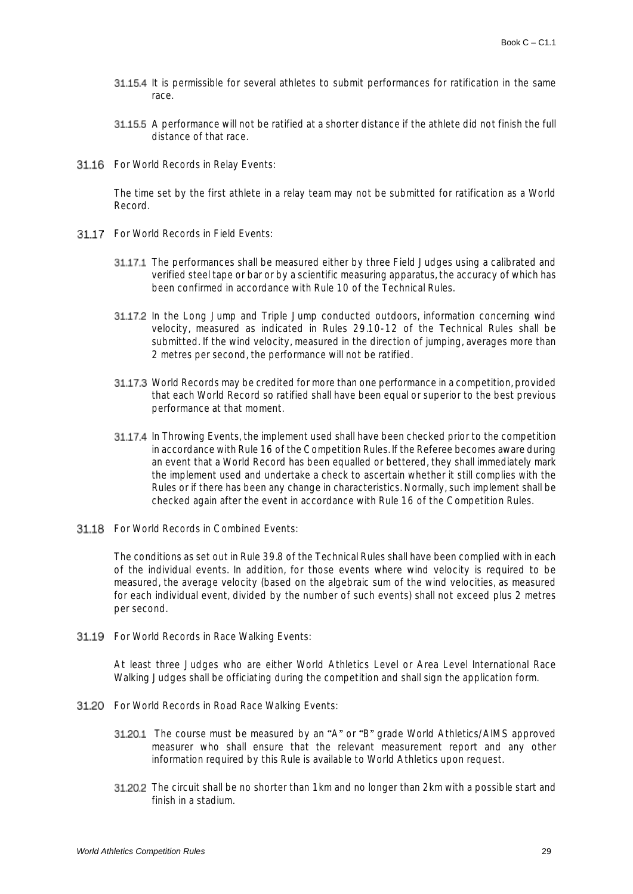31.15.4 It is permissible for several athletes to submit performances for ratification in the same race.

31.15.5 A performance will not be ratified at a shorter distance if the athlete did not finish the full distance of that race.

31.16 For World Records in Relay Events:

The time set by the first athlete in a relay team may not be submitted for ratification as a World Record.

31.17 For World Records in Field Events:

31.17.1 The performances shall be measured either by three Field Judges using a calibrated and verified steel tape or bar or by a scientific measuring apparatus, the accuracy of which has been confirmed in accordance with Rule 10 of the Technical Rules.

31.17.2 In the Long Jump and Triple Jump conducted outdoors, information concerning wind velocity, measured as indicated in Rules 29.10-12 of the Technical Rules shall be submitted. If the wind velocity, measured in the direction of jumping, averages more than 2 metres per second, the performance will not be ratified.

31.17.3 World Records may be credited for more than one performance in a competition, provided that each World Record so ratified shall have been equal or superior to the best previous performance at that moment.

31.17.4 In Throwing Events, the implement used shall have been checked prior to the competition in accordance with Rule 16 of the Competition Rules. If the Referee becomes aware during an event that a World Record has been equalled or bettered, they shall immediately mark the implement used and undertake a check to ascertain whether it still complies with the Rules or if there has been any change in characteristics. Normally, such implement shall be checked again after the event in accordance with Rule 16 of the Competition Rules.

31.18 For World Records in Combined Events:

The conditions as set out in Rule 39.8 of the Technical Rules shall have been complied with in each of the individual events. In addition, for those events where wind velocity is required to be measured, the average velocity (based on the algebraic sum of the wind velocities, as measured for each individual event, divided by the number of such events) shall not exceed plus 2 metres per second.

31.19 For World Records in Race Walking Events:

At least three Judges who are either World Athletics Level or Area Level International Race Walking Judges shall be officiating during the competition and shall sign the application form.

31.20 For World Records in Road Race Walking Events:

31.20.1 The course must be measured by an "A" or "B" grade World Athletics/AIMS approved measurer who shall ensure that the relevant measurement report and any other information required by this Rule is available to World Athletics upon request.

31.20.2 The circuit shall be no shorter than 1km and no longer than 2km with a possible start and finish in a stadium.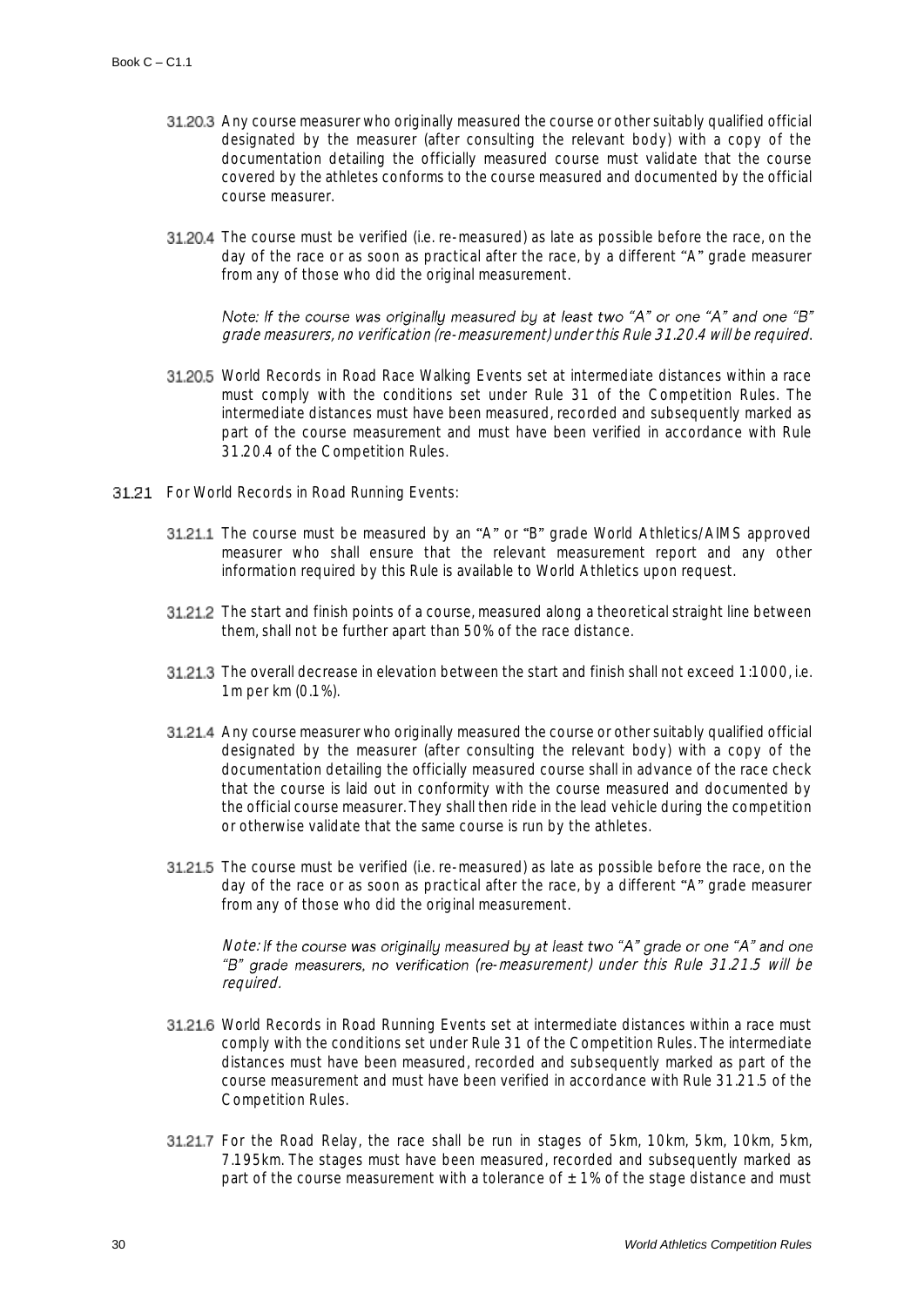31.20.3 Any course measurer who originally measured the course or other suitably qualified official designated by the measurer (after consulting the relevant body) with a copy of the documentation detailing the officially measured course must validate that the course covered by the athletes conforms to the course measured and documented by the official course measurer.

31.20.4 The course must be verified (i.e. re-measured) as late as possible before the race, on the day of the race or as soon as practical after the race, by a different "A" grade measurer from any of those who did the original measurement.

*Note: If the course was originally measured by at least two "A" or one "A" and one "B" grade measurers, no verification (re-measurement) under this Rule 31.20.4 will be required.*

31.20.5 World Records in Road Race Walking Events set at intermediate distances within a race must comply with the conditions set under Rule 31 of the Competition Rules. The intermediate distances must have been measured, recorded and subsequently marked as part of the course measurement and must have been verified in accordance with Rule 31.20.4 of the Competition Rules.

31.21 For World Records in Road Running Events:

31.21.1 The course must be measured by an "A" or "B" grade World Athletics/AIMS approved measurer who shall ensure that the relevant measurement report and any other information required by this Rule is available to World Athletics upon request.

31.21.2 The start and finish points of a course, measured along a theoretical straight line between them, shall not be further apart than 50% of the race distance.

31.21.3 The overall decrease in elevation between the start and finish shall not exceed 1:1000, i.e. 1m per km (0.1%).

31.21.4 Any course measurer who originally measured the course or other suitably qualified official designated by the measurer (after consulting the relevant body) with a copy of the documentation detailing the officially measured course shall in advance of the race check that the course is laid out in conformity with the course measured and documented by the official course measurer. They shall then ride in the lead vehicle during the competition or otherwise validate that the same course is run by the athletes.

31.21.5 The course must be verified (i.e. re-measured) as late as possible before the race, on the day of the race or as soon as practical after the race, by a different "A" grade measurer from any of those who did the original measurement.

*Note: If the course was originally measured by at least two "A" grade or one "A" and one "B" grade measurers, no verification (re-measurement) under this Rule 31.21.5 will be required.*

31.21.6 World Records in Road Running Events set at intermediate distances within a race must comply with the conditions set under Rule 31 of the Competition Rules. The intermediate distances must have been measured, recorded and subsequently marked as part of the course measurement and must have been verified in accordance with Rule 31.21.5 of the Competition Rules.

31.21.7 For the Road Relay, the race shall be run in stages of 5km, 10km, 5km, 10km, 5km, 7.195km. The stages must have been measured, recorded and subsequently marked as part of the course measurement with a tolerance of ± 1% of the stage distance and must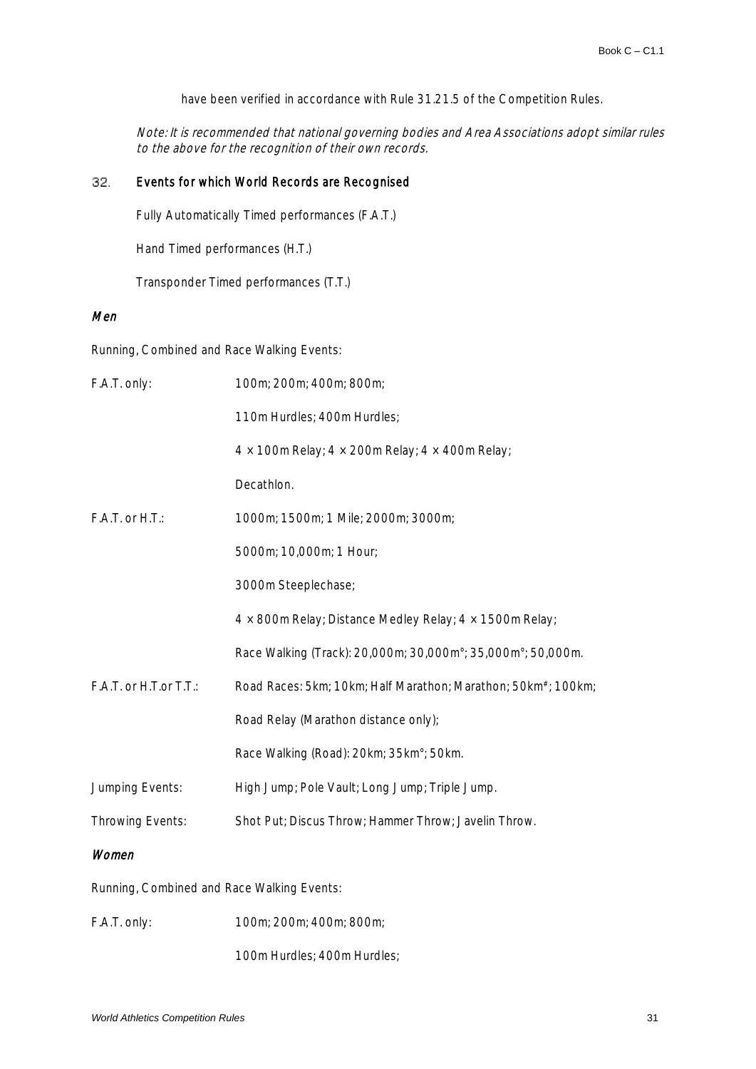have been verified in accordance with Rule 31.21.5 of the Competition Rules.

*Note: It is recommended that national governing bodies and Area Associations adopt similar rules to the above for the recognition of their own records.*

## 32. Events for which World Records are Recognised

Fully Automatically Timed performances (F.A.T.)

Hand Timed performances (H.T.)

Transponder Timed performances (T.T.)

### *Men*

Running, Combined and Race Walking Events:

| | |
|---|---|
| F.A.T. only: | 100m; 200m; 400m; 800m; |
| | 110m Hurdles; 400m Hurdles; |
| | 4 × 100m Relay; 4 × 200m Relay; 4 × 400m Relay; |
| | Decathlon. |
| F.A.T. or H.T.: | 1000m; 1500m; 1 Mile; 2000m; 3000m; |
| | 5000m; 10,000m; 1 Hour; |
| | 3000m Steeplechase; |
| | 4 × 800m Relay; Distance Medley Relay; 4 × 1500m Relay; |
| | Race Walking (Track): 20,000m; 30,000m°; 35,000m°; 50,000m. |
| F.A.T. or H.T.or T.T.: | Road Races: 5km; 10km; Half Marathon; Marathon; 50km#; 100km; |
| | Road Relay (Marathon distance only); |
| | Race Walking (Road): 20km; 35km°; 50km. |
| Jumping Events: | High Jump; Pole Vault; Long Jump; Triple Jump. |
| Throwing Events: | Shot Put; Discus Throw; Hammer Throw; Javelin Throw. |

### *Women*

Running, Combined and Race Walking Events:

| | |
|---|---|
| F.A.T. only: | 100m; 200m; 400m; 800m; |
| | 100m Hurdles; 400m Hurdles; |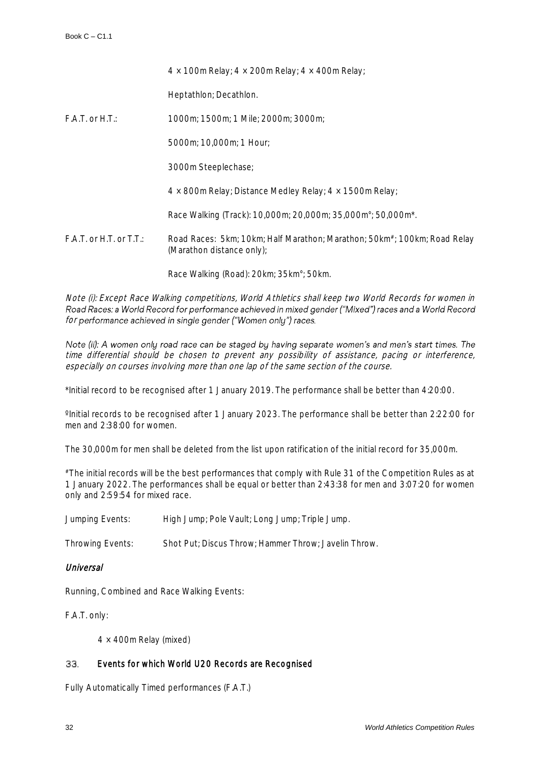4 × 100m Relay; 4 × 200m Relay; 4 × 400m Relay;

Heptathlon; Decathlon.

F.A.T. or H.T.: 1000m; 1500m; 1 Mile; 2000m; 3000m;

5000m; 10,000m; 1 Hour;

3000m Steeplechase;

4 × 800m Relay; Distance Medley Relay; 4 × 1500m Relay;

Race Walking (Track): 10,000m; 20,000m; 35,000m°; 50,000m*.

F.A.T. or H.T. or T.T.: Road Races: 5km; 10km; Half Marathon; Marathon; 50km#; 100km; Road Relay (Marathon distance only);

Race Walking (Road): 20km; 35km°; 50km.

*Note (i): Except Race Walking competitions, World Athletics shall keep two World Records for women in Road Races: a World Record for performance achieved in mixed gender ("Mixed") races and a World Record for performance achieved in single gender ("Women only") races.*

*Note (ii): A women only road race can be staged by having separate women's and men's start times. The time differential should be chosen to prevent any possibility of assistance, pacing or interference, especially on courses involving more than one lap of the same section of the course.*

*Initial record to be recognised after 1 January 2019. The performance shall be better than 4:20:00.

°Initial records to be recognised after 1 January 2023. The performance shall be better than 2:22:00 for men and 2:38:00 for women.

The 30,000m for men shall be deleted from the list upon ratification of the initial record for 35,000m.

#The initial records will be the best performances that comply with Rule 31 of the Competition Rules as at 1 January 2022. The performances shall be equal or better than 2:43:38 for men and 3:07:20 for women only and 2:59:54 for mixed race.

Jumping Events: High Jump; Pole Vault; Long Jump; Triple Jump.

Throwing Events: Shot Put; Discus Throw; Hammer Throw; Javelin Throw.

*Universal*

Running, Combined and Race Walking Events:

F.A.T. only:

4 × 400m Relay (mixed)

## 33. Events for which World U20 Records are Recognised

Fully Automatically Timed performances (F.A.T.)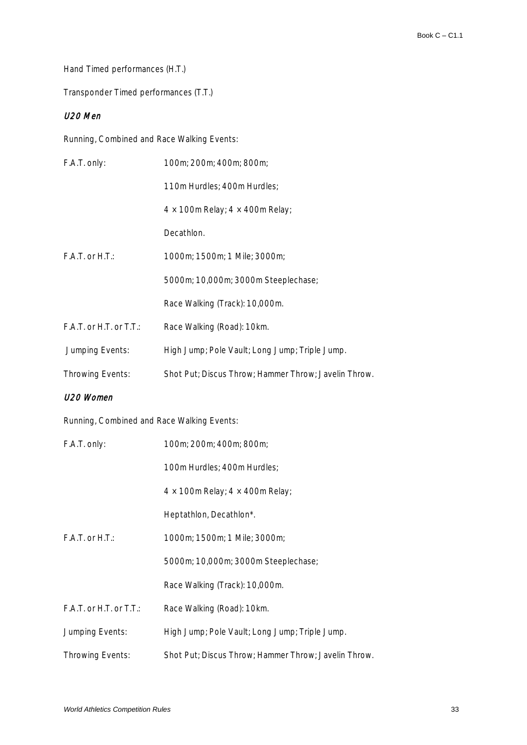Hand Timed performances (H.T.)

Transponder Timed performances (T.T.)

### *U20 Men*

Running, Combined and Race Walking Events:

| | |
|---|---|
| F.A.T. only: | 100m; 200m; 400m; 800m; |
| | 110m Hurdles; 400m Hurdles; |
| | 4 × 100m Relay; 4 × 400m Relay; |
| | Decathlon. |
| F.A.T. or H.T.: | 1000m; 1500m; 1 Mile; 3000m; |
| | 5000m; 10,000m; 3000m Steeplechase; |
| | Race Walking (Track): 10,000m. |
| F.A.T. or H.T. or T.T.: | Race Walking (Road): 10km. |
| Jumping Events: | High Jump; Pole Vault; Long Jump; Triple Jump. |
| Throwing Events: | Shot Put; Discus Throw; Hammer Throw; Javelin Throw. |

### *U20 Women*

Running, Combined and Race Walking Events:

| | |
|---|---|
| F.A.T. only: | 100m; 200m; 400m; 800m; |
| | 100m Hurdles; 400m Hurdles; |
| | 4 × 100m Relay; 4 × 400m Relay; |
| | Heptathlon, Decathlon*. |
| F.A.T. or H.T.: | 1000m; 1500m; 1 Mile; 3000m; |
| | 5000m; 10,000m; 3000m Steeplechase; |
| | Race Walking (Track): 10,000m. |
| F.A.T. or H.T. or T.T.: | Race Walking (Road): 10km. |
| Jumping Events: | High Jump; Pole Vault; Long Jump; Triple Jump. |
| Throwing Events: | Shot Put; Discus Throw; Hammer Throw; Javelin Throw. |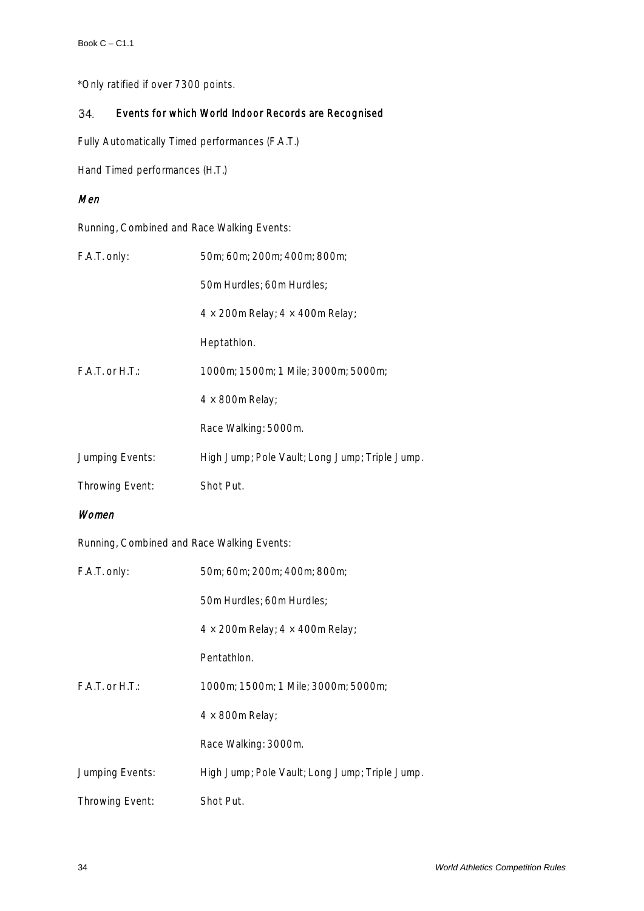*Only ratified if over 7300 points.

## 34. Events for which World Indoor Records are Recognised

Fully Automatically Timed performances (F.A.T.)

Hand Timed performances (H.T.)

### *Men*

Running, Combined and Race Walking Events:

| | |
|---|---|
| F.A.T. only: | 50m; 60m; 200m; 400m; 800m; |
| | 50m Hurdles; 60m Hurdles; |
| | 4 × 200m Relay; 4 × 400m Relay; |
| | Heptathlon. |
| F.A.T. or H.T.: | 1000m; 1500m; 1 Mile; 3000m; 5000m; |
| | 4 × 800m Relay; |
| | Race Walking: 5000m. |
| Jumping Events: | High Jump; Pole Vault; Long Jump; Triple Jump. |
| Throwing Event: | Shot Put. |

### *Women*

Running, Combined and Race Walking Events:

| | |
|---|---|
| F.A.T. only: | 50m; 60m; 200m; 400m; 800m; |
| | 50m Hurdles; 60m Hurdles; |
| | 4 × 200m Relay; 4 × 400m Relay; |
| | Pentathlon. |
| F.A.T. or H.T.: | 1000m; 1500m; 1 Mile; 3000m; 5000m; |
| | 4 × 800m Relay; |
| | Race Walking: 3000m. |
| Jumping Events: | High Jump; Pole Vault; Long Jump; Triple Jump. |
| Throwing Event: | Shot Put. |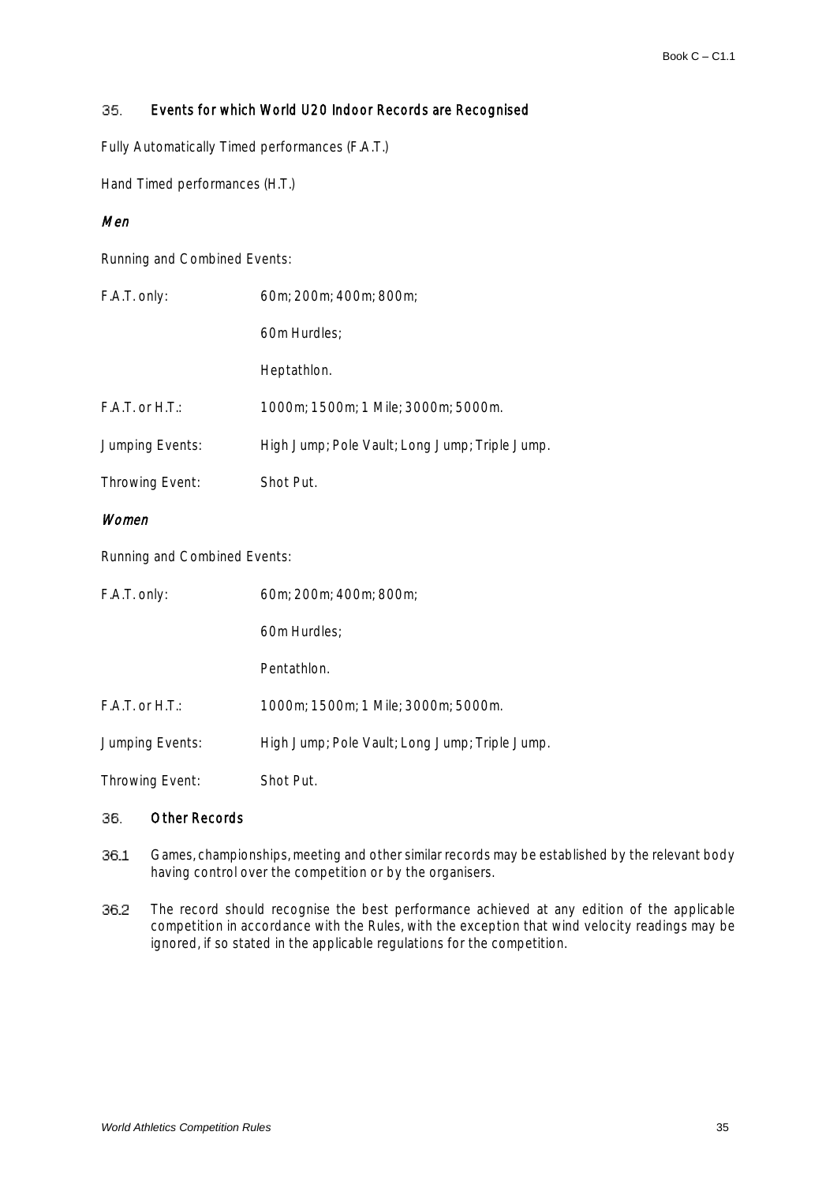## 35. Events for which World U20 Indoor Records are Recognised

Fully Automatically Timed performances (F.A.T.)

Hand Timed performances (H.T.)

### *Men*

Running and Combined Events:

| | |
|---|---|
| F.A.T. only: | 60m; 200m; 400m; 800m; |
| | 60m Hurdles; |
| | Heptathlon. |
| F.A.T. or H.T.: | 1000m; 1500m; 1 Mile; 3000m; 5000m. |
| Jumping Events: | High Jump; Pole Vault; Long Jump; Triple Jump. |
| Throwing Event: | Shot Put. |

### *Women*

Running and Combined Events:

| | |
|---|---|
| F.A.T. only: | 60m; 200m; 400m; 800m; |
| | 60m Hurdles; |
| | Pentathlon. |
| F.A.T. or H.T.: | 1000m; 1500m; 1 Mile; 3000m; 5000m. |
| Jumping Events: | High Jump; Pole Vault; Long Jump; Triple Jump. |
| Throwing Event: | Shot Put. |

## 36. Other Records

36.1 Games, championships, meeting and other similar records may be established by the relevant body having control over the competition or by the organisers.

36.2 The record should recognise the best performance achieved at any edition of the applicable competition in accordance with the Rules, with the exception that wind velocity readings may be ignored, if so stated in the applicable regulations for the competition.